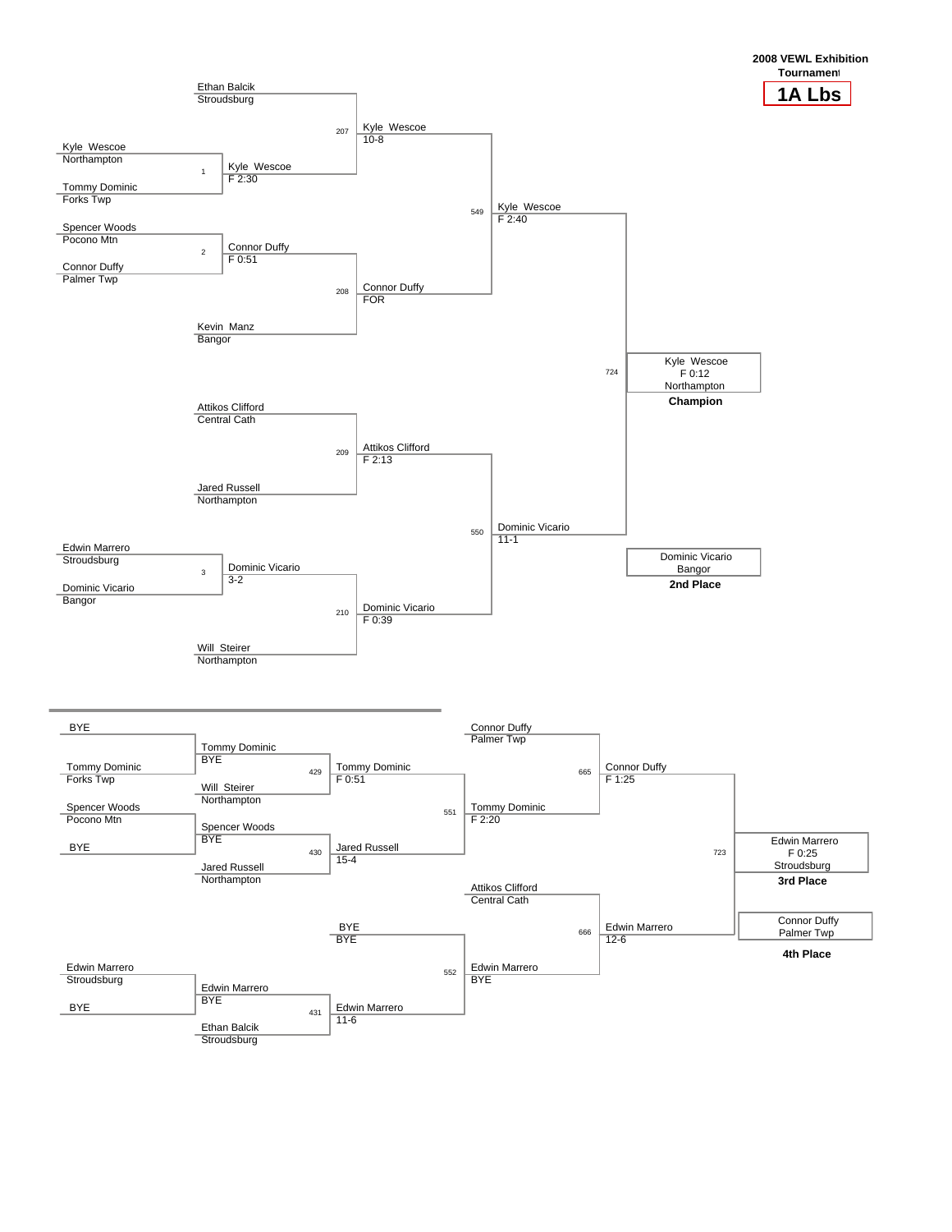# 2008 VEWL Exhibition Tournament

## 1A Lbs

### Championship Bracket

**First Round**

| Bout | Wrestler 1 | Wrestler 2 | Winner | Result |
|---|---|---|---|---|
| 1 | Kyle Wescoe (Northampton) | Tommy Dominic (Forks Twp) | Kyle Wescoe | F 2:30 |
| 2 | Spencer Woods (Pocono Mtn) | Connor Duffy (Palmer Twp) | Connor Duffy | F 0:51 |
| 3 | Edwin Marrero (Stroudsburg) | Dominic Vicario (Bangor) | Dominic Vicario | 3-2 |

**Quarterfinals**

| Bout | Wrestler 1 | Wrestler 2 | Winner | Result |
|---|---|---|---|---|
| 207 | Ethan Balcik (Stroudsburg) | Kyle Wescoe | Kyle Wescoe | 10-8 |
| 208 | Connor Duffy | Kevin Manz (Bangor) | Connor Duffy | FOR |
| 209 | Attikos Clifford (Central Cath) | Jared Russell (Northampton) | Attikos Clifford | F 2:13 |
| 210 | Dominic Vicario | Will Steirer (Northampton) | Dominic Vicario | F 0:39 |

**Semifinals**

| Bout | Wrestler 1 | Wrestler 2 | Winner | Result |
|---|---|---|---|---|
| 549 | Kyle Wescoe | Connor Duffy | Kyle Wescoe | F 2:40 |
| 550 | Attikos Clifford | Dominic Vicario | Dominic Vicario | 11-1 |

**Final**

| Bout | Wrestler 1 | Wrestler 2 | Winner | Result |
|---|---|---|---|---|
| 724 | Kyle Wescoe | Dominic Vicario | Kyle Wescoe (Northampton) | F 0:12 |

**Champion:** Kyle Wescoe, Northampton (F 0:12)

**2nd Place:** Dominic Vicario, Bangor

### Consolation Bracket

| Bout | Wrestler 1 | Wrestler 2 | Winner | Result |
|---|---|---|---|---|
| | BYE | Tommy Dominic (Forks Twp) | Tommy Dominic | BYE |
| | Spencer Woods (Pocono Mtn) | BYE | Spencer Woods | BYE |
| | Edwin Marrero (Stroudsburg) | BYE | Edwin Marrero | BYE |
| 429 | Tommy Dominic | Will Steirer (Northampton) | Tommy Dominic | F 0:51 |
| 430 | Spencer Woods | Jared Russell (Northampton) | Jared Russell | 15-4 |
| 431 | Edwin Marrero | Ethan Balcik (Stroudsburg) | Edwin Marrero | 11-6 |
| 551 | Tommy Dominic | Jared Russell | Tommy Dominic | F 2:20 |
| 552 | BYE | Edwin Marrero | Edwin Marrero | BYE |
| 665 | Connor Duffy (Palmer Twp) | Tommy Dominic | Connor Duffy | F 1:25 |
| 666 | Attikos Clifford (Central Cath) | Edwin Marrero | Edwin Marrero | 12-6 |
| 723 | Connor Duffy | Edwin Marrero | Edwin Marrero (Stroudsburg) | F 0:25 |

**3rd Place:** Edwin Marrero, Stroudsburg (F 0:25)

**4th Place:** Connor Duffy, Palmer Twp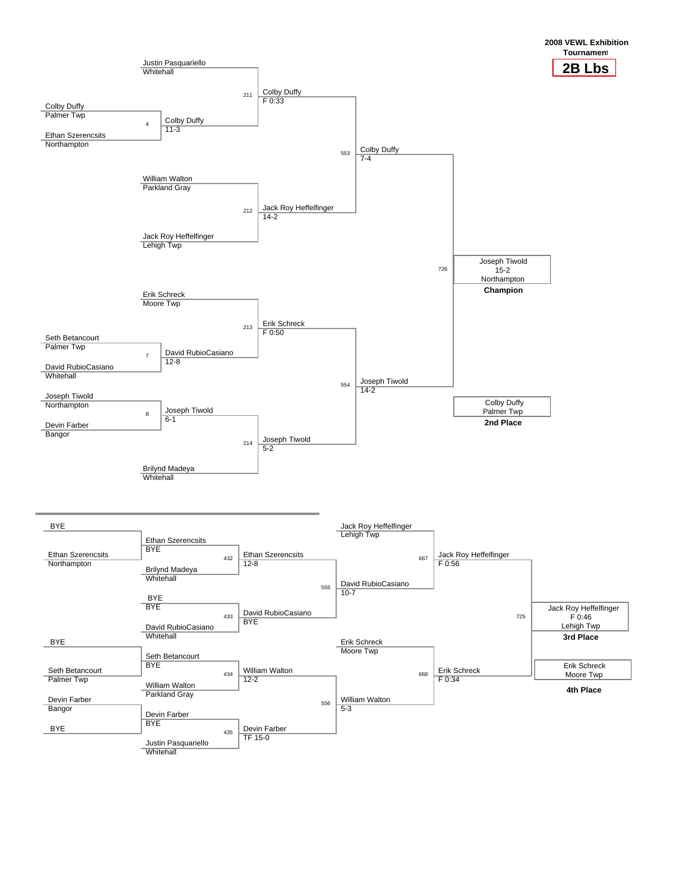**2008 VEWL Exhibition Tournament**

## 2B Lbs

### Championship Bracket

| Bout | Wrestler 1 | Wrestler 2 | Winner | Result |
|---|---|---|---|---|
| 4 | Colby Duffy (Palmer Twp) | Ethan Szerencsits (Northampton) | Colby Duffy | 11-3 |
| 7 | Seth Betancourt (Palmer Twp) | David RubioCasiano (Whitehall) | David RubioCasiano | 12-8 |
| 8 | Joseph Tiwold (Northampton) | Devin Farber (Bangor) | Joseph Tiwold | 6-1 |
| 211 | Justin Pasquariello (Whitehall) | Colby Duffy | Colby Duffy | F 0:33 |
| 212 | William Walton (Parkland Gray) | Jack Roy Heffelfinger (Lehigh Twp) | Jack Roy Heffelfinger | 14-2 |
| 213 | Erik Schreck (Moore Twp) | David RubioCasiano | Erik Schreck | F 0:50 |
| 214 | Joseph Tiwold | Brilynd Madeya (Whitehall) | Joseph Tiwold | 5-2 |
| 553 | Colby Duffy | Jack Roy Heffelfinger | Colby Duffy | 7-4 |
| 554 | Erik Schreck | Joseph Tiwold | Joseph Tiwold | 14-2 |
| 726 | Colby Duffy | Joseph Tiwold | Joseph Tiwold | 15-2 |

**Champion:** Joseph Tiwold, Northampton (15-2)

**2nd Place:** Colby Duffy, Palmer Twp

### Consolation Bracket

| Bout | Wrestler 1 | Wrestler 2 | Winner | Result |
|---|---|---|---|---|
| | BYE | Ethan Szerencsits (Northampton) | Ethan Szerencsits | BYE |
| | BYE | BYE | BYE | BYE |
| | BYE | Seth Betancourt (Palmer Twp) | Seth Betancourt | BYE |
| | Devin Farber (Bangor) | BYE | Devin Farber | BYE |
| 432 | Ethan Szerencsits | Brilynd Madeya (Whitehall) | Ethan Szerencsits | 12-8 |
| 433 | BYE | David RubioCasiano (Whitehall) | David RubioCasiano | BYE |
| 434 | Seth Betancourt | William Walton (Parkland Gray) | William Walton | 12-2 |
| 435 | Devin Farber | Justin Pasquariello (Whitehall) | Devin Farber | TF 15-0 |
| 555 | Ethan Szerencsits | David RubioCasiano | David RubioCasiano | 10-7 |
| 556 | William Walton | Devin Farber | William Walton | 5-3 |
| 667 | Jack Roy Heffelfinger (Lehigh Twp) | David RubioCasiano | Jack Roy Heffelfinger | F 0:56 |
| 668 | Erik Schreck (Moore Twp) | William Walton | Erik Schreck | F 0:34 |
| 725 | Jack Roy Heffelfinger | Erik Schreck | Jack Roy Heffelfinger | F 0:46 |

**3rd Place:** Jack Roy Heffelfinger, Lehigh Twp (F 0:46)

**4th Place:** Erik Schreck, Moore Twp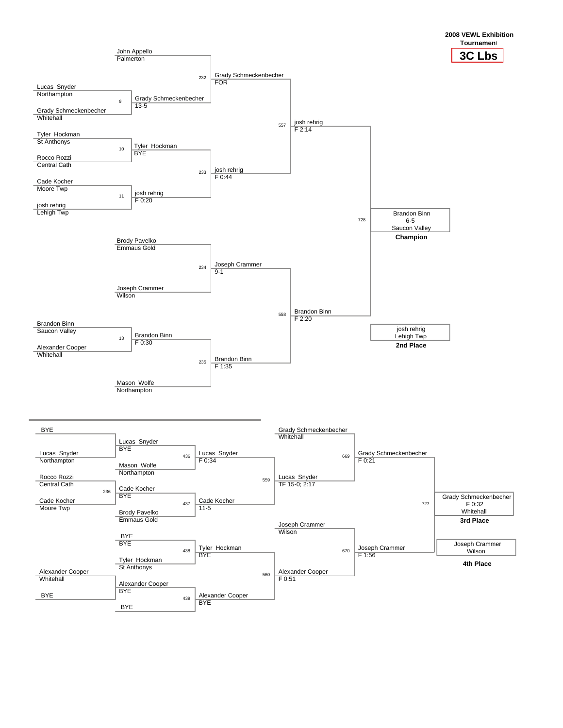# 2008 VEWL Exhibition Tournament

## 3C Lbs

### Championship Bracket

**Round 1**

- Bout 9: Lucas Snyder (Northampton) vs Grady Schmeckenbecher (Whitehall) — Winner: Grady Schmeckenbecher 13-5
- Bout 10: Tyler Hockman (St Anthonys) vs Rocco Rozzi (Central Cath) — Winner: Tyler Hockman BYE
- Bout 11: Cade Kocher (Moore Twp) vs josh rehrig (Lehigh Twp) — Winner: josh rehrig F 0:20
- Bout 13: Brandon Binn (Saucon Valley) vs Alexander Cooper (Whitehall) — Winner: Brandon Binn F 0:30

**Quarterfinals**

- Bout 232: John Appello (Palmerton) vs Grady Schmeckenbecher — Winner: Grady Schmeckenbecher FOR
- Bout 233: Tyler Hockman vs josh rehrig — Winner: josh rehrig F 0:44
- Bout 234: Brody Pavelko (Emmaus Gold) vs Joseph Crammer (Wilson) — Winner: Joseph Crammer 9-1
- Bout 235: Brandon Binn vs Mason Wolfe (Northampton) — Winner: Brandon Binn F 1:35

**Semifinals**

- Bout 557: Grady Schmeckenbecher vs josh rehrig — Winner: josh rehrig F 2:14
- Bout 558: Joseph Crammer vs Brandon Binn — Winner: Brandon Binn F 2:20

**Final**

- Bout 728: josh rehrig vs Brandon Binn — Winner: Brandon Binn 6-5

**Champion:** Brandon Binn, 6-5, Saucon Valley

**2nd Place:** josh rehrig, Lehigh Twp

### Consolation Bracket

**Round 1**

- BYE vs Lucas Snyder (Northampton) — Winner: Lucas Snyder BYE
- Bout 236: Rocco Rozzi (Central Cath) vs Cade Kocher (Moore Twp) — Winner: Cade Kocher BYE
- BYE vs BYE — BYE
- Alexander Cooper (Whitehall) vs BYE — Winner: Alexander Cooper BYE

**Round 2**

- Bout 436: Lucas Snyder vs Mason Wolfe (Northampton) — Winner: Lucas Snyder F 0:34
- Bout 437: Cade Kocher vs Brody Pavelko (Emmaus Gold) — Winner: Cade Kocher 11-5
- Bout 438: BYE vs Tyler Hockman (St Anthonys) — Winner: Tyler Hockman BYE
- Bout 439: Alexander Cooper vs BYE — Winner: Alexander Cooper BYE

**Round 3**

- Bout 559: Lucas Snyder vs Cade Kocher — Winner: Lucas Snyder TF 15-0; 2:17
- Bout 560: Tyler Hockman vs Alexander Cooper — Winner: Alexander Cooper F 0:51

**Consolation Semifinals**

- Bout 669: Grady Schmeckenbecher (Whitehall) vs Lucas Snyder — Winner: Grady Schmeckenbecher F 0:21
- Bout 670: Joseph Crammer (Wilson) vs Alexander Cooper — Winner: Joseph Crammer F 1:56

**3rd Place Match**

- Bout 727: Grady Schmeckenbecher vs Joseph Crammer — Winner: Grady Schmeckenbecher F 0:32

**3rd Place:** Grady Schmeckenbecher, F 0:32, Whitehall

**4th Place:** Joseph Crammer, Wilson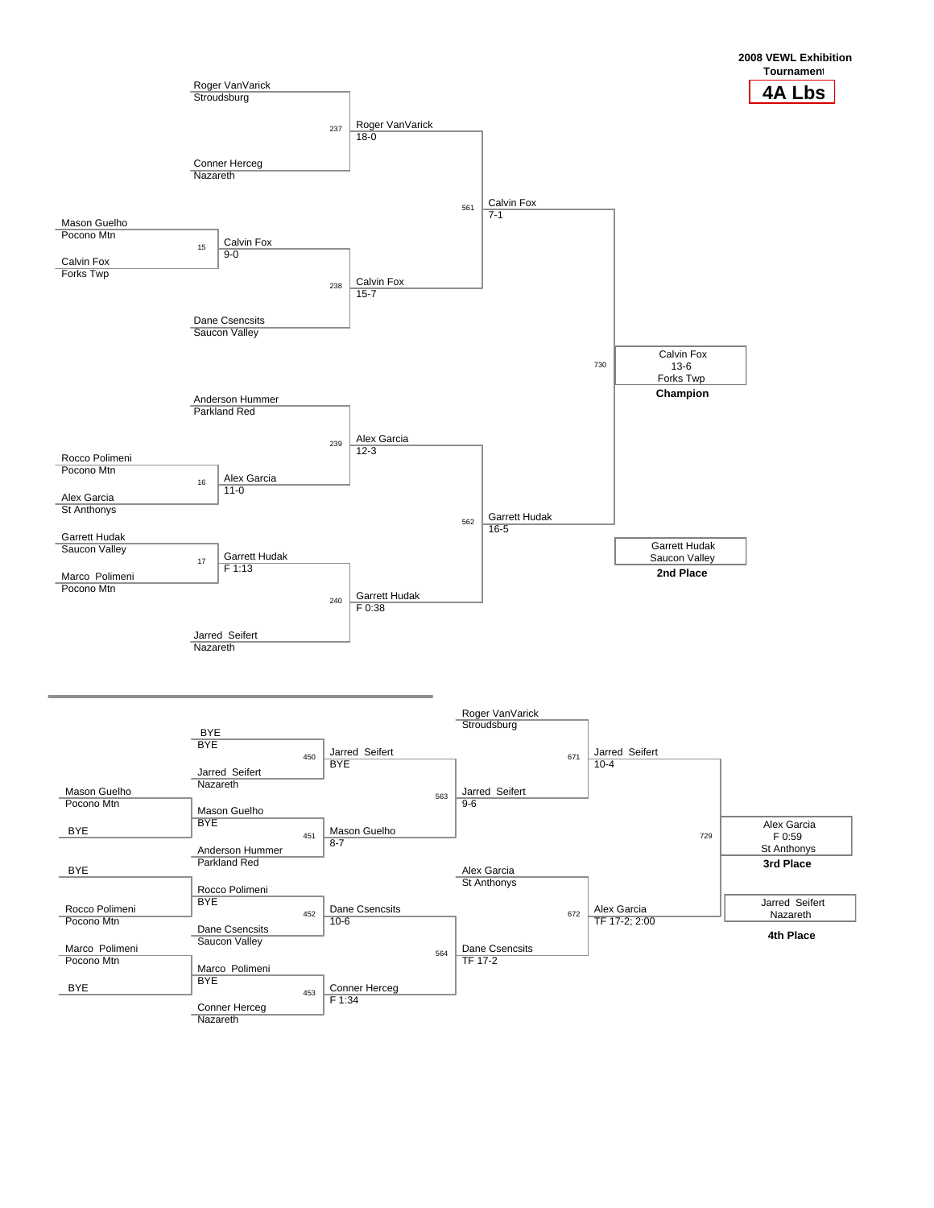**2008 VEWL Exhibition Tournament**

# 4A Lbs

## Championship Bracket

| Bout | Wrestler 1 | Wrestler 2 | Winner | Result |
|---|---|---|---|---|
| 237 | Roger VanVarick (Stroudsburg) | Conner Herceg (Nazareth) | Roger VanVarick | 18-0 |
| 15 | Mason Guelho (Pocono Mtn) | Calvin Fox (Forks Twp) | Calvin Fox | 9-0 |
| 238 | Calvin Fox | Dane Csencsits (Saucon Valley) | Calvin Fox | 15-7 |
| 561 | Roger VanVarick | Calvin Fox | Calvin Fox | 7-1 |
| 16 | Rocco Polimeni (Pocono Mtn) | Alex Garcia (St Anthonys) | Alex Garcia | 11-0 |
| 239 | Anderson Hummer (Parkland Red) | Alex Garcia | Alex Garcia | 12-3 |
| 17 | Garrett Hudak (Saucon Valley) | Marco Polimeni (Pocono Mtn) | Garrett Hudak | F 1:13 |
| 240 | Garrett Hudak | Jarred Seifert (Nazareth) | Garrett Hudak | F 0:38 |
| 562 | Alex Garcia | Garrett Hudak | Garrett Hudak | 16-5 |
| 730 | Calvin Fox | Garrett Hudak | Calvin Fox | 13-6 |

**Champion:** Calvin Fox, Forks Twp (13-6)

**2nd Place:** Garrett Hudak, Saucon Valley

## Consolation Bracket

| Bout | Wrestler 1 | Wrestler 2 | Winner | Result |
|---|---|---|---|---|
|  | Mason Guelho (Pocono Mtn) | BYE | Mason Guelho |  |
|  | BYE | Rocco Polimeni (Pocono Mtn) | Rocco Polimeni |  |
|  | Marco Polimeni (Pocono Mtn) | BYE | Marco Polimeni |  |
| 450 | BYE | Jarred Seifert (Nazareth) | Jarred Seifert | BYE |
| 451 | Mason Guelho | Anderson Hummer (Parkland Red) | Mason Guelho | 8-7 |
| 452 | Rocco Polimeni | Dane Csencsits (Saucon Valley) | Dane Csencsits | 10-6 |
| 453 | Marco Polimeni | Conner Herceg (Nazareth) | Conner Herceg | F 1:34 |
| 563 | Jarred Seifert | Mason Guelho | Jarred Seifert | 9-6 |
| 564 | Dane Csencsits | Conner Herceg | Dane Csencsits | TF 17-2 |
| 671 | Roger VanVarick (Stroudsburg) | Jarred Seifert | Jarred Seifert | 10-4 |
| 672 | Alex Garcia (St Anthonys) | Dane Csencsits | Alex Garcia | TF 17-2; 2:00 |
| 729 | Jarred Seifert | Alex Garcia | Alex Garcia | F 0:59 |

**3rd Place:** Alex Garcia, St Anthonys (F 0:59)

**4th Place:** Jarred Seifert, Nazareth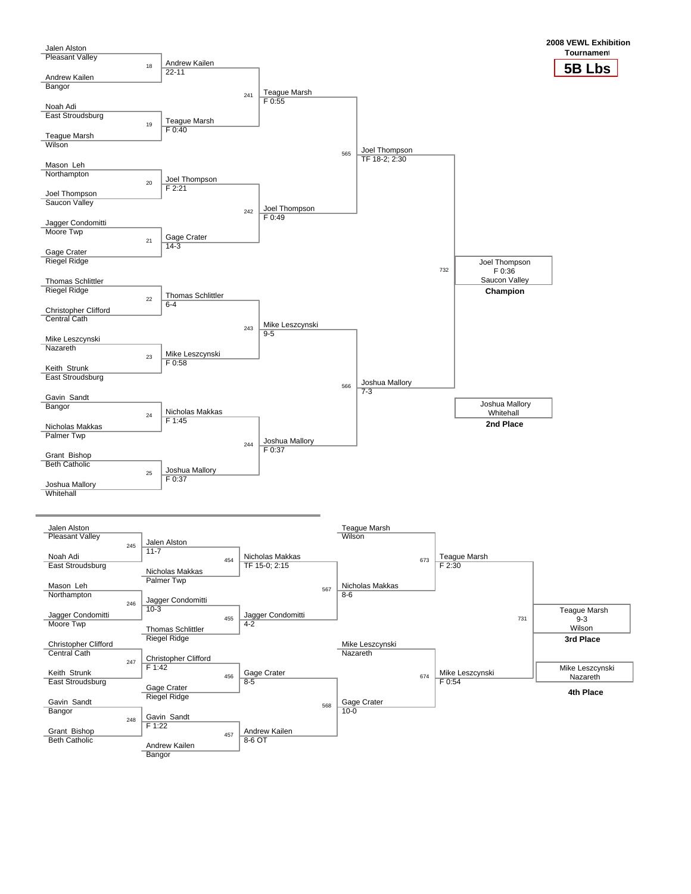**2008 VEWL Exhibition Tournament**

## 5B Lbs

### Championship Bracket

| Bout | Wrestler 1 | Wrestler 2 | Winner | Result |
|---|---|---|---|---|
| 18 | Jalen Alston (Pleasant Valley) | Andrew Kailen (Bangor) | Andrew Kailen | 22-11 |
| 19 | Noah Adi (East Stroudsburg) | Teague Marsh (Wilson) | Teague Marsh | F 0:40 |
| 20 | Mason Leh (Northampton) | Joel Thompson (Saucon Valley) | Joel Thompson | F 2:21 |
| 21 | Jagger Condomitti (Moore Twp) | Gage Crater (Riegel Ridge) | Gage Crater | 14-3 |
| 22 | Thomas Schlittler (Riegel Ridge) | Christopher Clifford (Central Cath) | Thomas Schlittler | 6-4 |
| 23 | Mike Leszczynski (Nazareth) | Keith Strunk (East Stroudsburg) | Mike Leszczynski | F 0:58 |
| 24 | Gavin Sandt (Bangor) | Nicholas Makkas (Palmer Twp) | Nicholas Makkas | F 1:45 |
| 25 | Grant Bishop (Beth Catholic) | Joshua Mallory (Whitehall) | Joshua Mallory | F 0:37 |
| 241 | Andrew Kailen | Teague Marsh | Teague Marsh | F 0:55 |
| 242 | Joel Thompson | Gage Crater | Joel Thompson | F 0:49 |
| 243 | Thomas Schlittler | Mike Leszczynski | Mike Leszczynski | 9-5 |
| 244 | Nicholas Makkas | Joshua Mallory | Joshua Mallory | F 0:37 |
| 565 | Teague Marsh | Joel Thompson | Joel Thompson | TF 18-2; 2:30 |
| 566 | Mike Leszczynski | Joshua Mallory | Joshua Mallory | 7-3 |
| 732 | Joel Thompson | Joshua Mallory | Joel Thompson | F 0:36 |

**Champion:** Joel Thompson, Saucon Valley (F 0:36)

**2nd Place:** Joshua Mallory, Whitehall

### Consolation Bracket

| Bout | Wrestler 1 | Wrestler 2 | Winner | Result |
|---|---|---|---|---|
| 245 | Jalen Alston (Pleasant Valley) | Noah Adi (East Stroudsburg) | Jalen Alston | 11-7 |
| 246 | Mason Leh (Northampton) | Jagger Condomitti (Moore Twp) | Jagger Condomitti | 10-3 |
| 247 | Christopher Clifford (Central Cath) | Keith Strunk (East Stroudsburg) | Christopher Clifford | F 1:42 |
| 248 | Gavin Sandt (Bangor) | Grant Bishop (Beth Catholic) | Gavin Sandt | F 1:22 |
| 454 | Jalen Alston | Nicholas Makkas (Palmer Twp) | Nicholas Makkas | TF 15-0; 2:15 |
| 455 | Jagger Condomitti | Thomas Schlittler (Riegel Ridge) | Jagger Condomitti | 4-2 |
| 456 | Christopher Clifford | Gage Crater (Riegel Ridge) | Gage Crater | 8-5 |
| 457 | Gavin Sandt | Andrew Kailen (Bangor) | Andrew Kailen | 8-6 OT |
| 567 | Nicholas Makkas | Jagger Condomitti | Nicholas Makkas | 8-6 |
| 568 | Gage Crater | Andrew Kailen | Gage Crater | 10-0 |
| 673 | Teague Marsh (Wilson) | Nicholas Makkas | Teague Marsh | F 2:30 |
| 674 | Mike Leszczynski (Nazareth) | Gage Crater | Mike Leszczynski | F 0:54 |
| 731 | Teague Marsh | Mike Leszczynski | Teague Marsh | 9-3 |

**3rd Place:** Teague Marsh, Wilson (9-3)

**4th Place:** Mike Leszczynski, Nazareth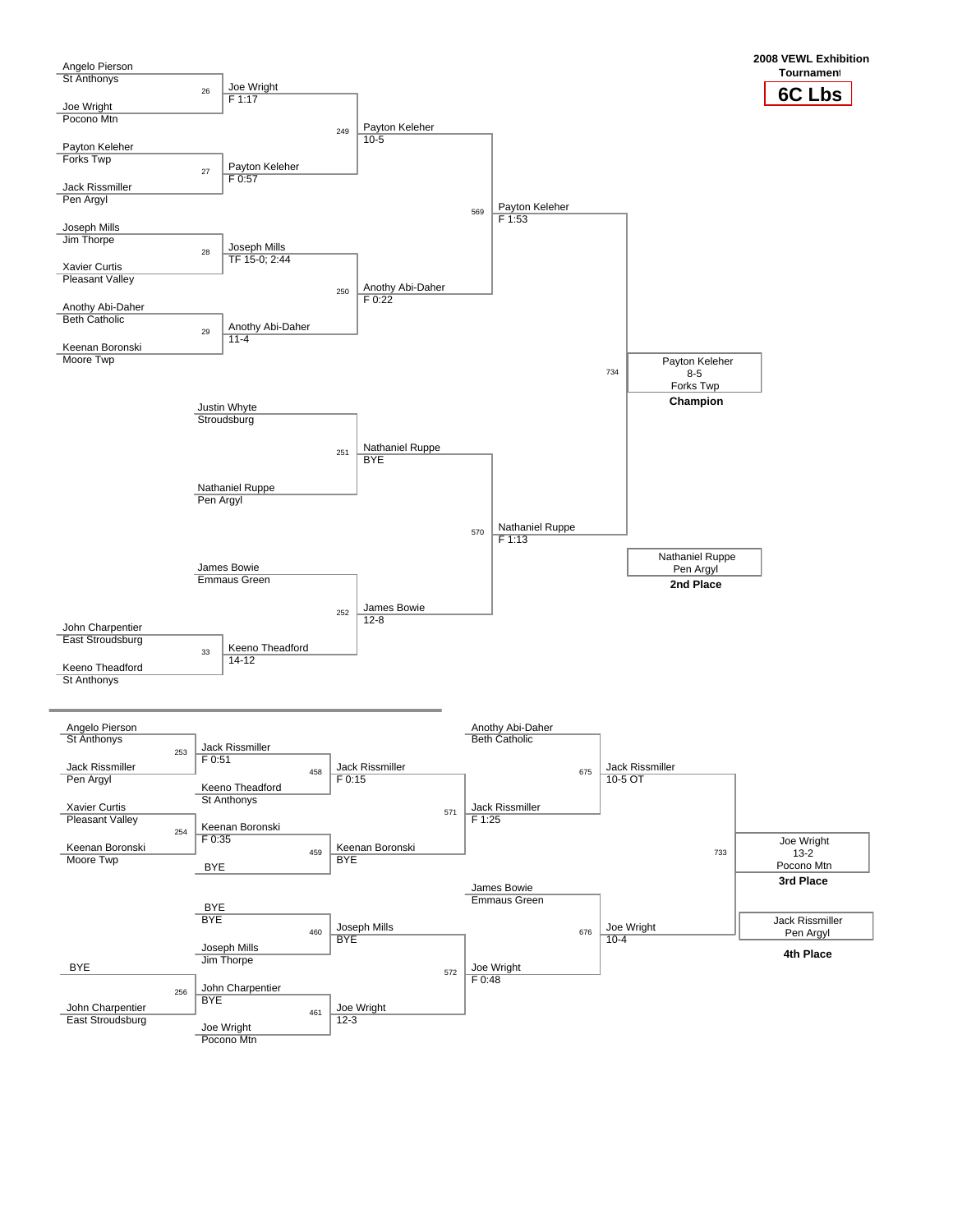**2008 VEWL Exhibition Tournament**

## 6C Lbs

### Championship Bracket

| Bout | Wrestler 1 | Wrestler 2 | Winner | Result |
|---|---|---|---|---|
| 26 | Angelo Pierson (St Anthonys) | Joe Wright (Pocono Mtn) | Joe Wright | F 1:17 |
| 27 | Payton Keleher (Forks Twp) | Jack Rissmiller (Pen Argyl) | Payton Keleher | F 0:57 |
| 28 | Joseph Mills (Jim Thorpe) | Xavier Curtis (Pleasant Valley) | Joseph Mills | TF 15-0; 2:44 |
| 29 | Anothy Abi-Daher (Beth Catholic) | Keenan Boronski (Moore Twp) | Anothy Abi-Daher | 11-4 |
| 33 | John Charpentier (East Stroudsburg) | Keeno Theadford (St Anthonys) | Keeno Theadford | 14-12 |
| 249 | Joe Wright | Payton Keleher | Payton Keleher | 10-5 |
| 250 | Joseph Mills | Anothy Abi-Daher | Anothy Abi-Daher | F 0:22 |
| 251 | Justin Whyte (Stroudsburg) | Nathaniel Ruppe (Pen Argyl) | Nathaniel Ruppe | BYE |
| 252 | James Bowie (Emmaus Green) | Keeno Theadford | James Bowie | 12-8 |
| 569 | Payton Keleher | Anothy Abi-Daher | Payton Keleher | F 1:53 |
| 570 | Nathaniel Ruppe | James Bowie | Nathaniel Ruppe | F 1:13 |
| 734 | Payton Keleher | Nathaniel Ruppe | Payton Keleher | 8-5 |

**Champion:** Payton Keleher, Forks Twp (8-5)

**2nd Place:** Nathaniel Ruppe, Pen Argyl

### Consolation Bracket

| Bout | Wrestler 1 | Wrestler 2 | Winner | Result |
|---|---|---|---|---|
| 253 | Angelo Pierson (St Anthonys) | Jack Rissmiller (Pen Argyl) | Jack Rissmiller | F 0:51 |
| 254 | Xavier Curtis (Pleasant Valley) | Keenan Boronski (Moore Twp) | Keenan Boronski | F 0:35 |
| 256 | BYE | John Charpentier (East Stroudsburg) | John Charpentier | BYE |
| 458 | Jack Rissmiller | Keeno Theadford (St Anthonys) | Jack Rissmiller | F 0:15 |
| 459 | Keenan Boronski | BYE | Keenan Boronski | BYE |
| 460 | BYE | Joseph Mills (Jim Thorpe) | Joseph Mills | BYE |
| 461 | John Charpentier | Joe Wright (Pocono Mtn) | Joe Wright | 12-3 |
| 571 | Jack Rissmiller | Keenan Boronski | Jack Rissmiller | F 1:25 |
| 572 | Joseph Mills | Joe Wright | Joe Wright | F 0:48 |
| 675 | Anothy Abi-Daher (Beth Catholic) | Jack Rissmiller | Jack Rissmiller | 10-5 OT |
| 676 | James Bowie (Emmaus Green) | Joe Wright | Joe Wright | 10-4 |
| 733 | Jack Rissmiller | Joe Wright | Joe Wright | 13-2 |

**3rd Place:** Joe Wright, Pocono Mtn (13-2)

**4th Place:** Jack Rissmiller, Pen Argyl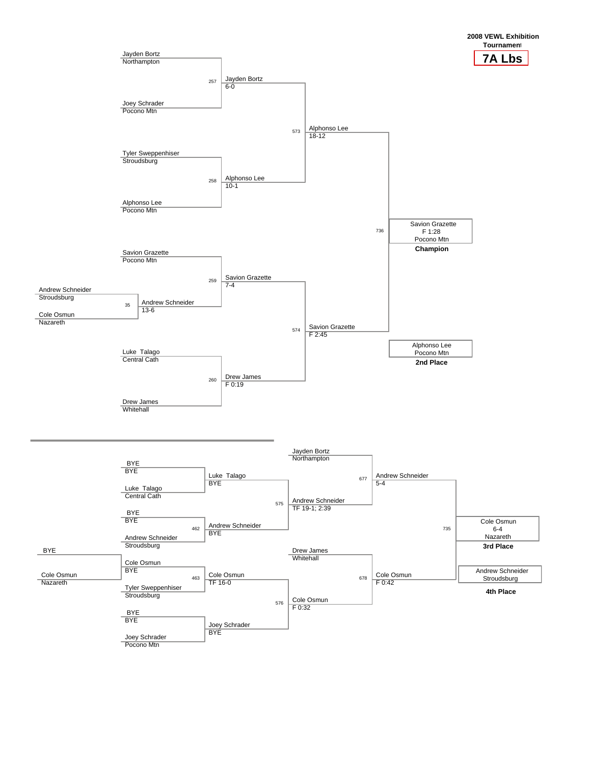**2008 VEWL Exhibition Tournament**

# 7A Lbs

## Championship Bracket

**Preliminary**

- Bout 35: Andrew Schneider (Stroudsburg) vs. Cole Osmun (Nazareth) — Andrew Schneider 13-6

**Quarterfinals**

- Bout 257: Jayden Bortz (Northampton) vs. Joey Schrader (Pocono Mtn) — Jayden Bortz 6-0
- Bout 258: Tyler Sweppenhiser (Stroudsburg) vs. Alphonso Lee (Pocono Mtn) — Alphonso Lee 10-1
- Bout 259: Savion Grazette (Pocono Mtn) vs. Andrew Schneider — Savion Grazette 7-4
- Bout 260: Luke Talago (Central Cath) vs. Drew James (Whitehall) — Drew James F 0:19

**Semifinals**

- Bout 573: Jayden Bortz vs. Alphonso Lee — Alphonso Lee 18-12
- Bout 574: Savion Grazette vs. Drew James — Savion Grazette F 2:45

**Final**

- Bout 736: Alphonso Lee vs. Savion Grazette — Savion Grazette F 1:28

**Champion:** Savion Grazette, Pocono Mtn

**2nd Place:** Alphonso Lee, Pocono Mtn

## Consolation Bracket

- BYE vs. Cole Osmun (Nazareth) — Cole Osmun BYE
- BYE vs. Luke Talago (Central Cath) — Luke Talago BYE
- Bout 462: BYE vs. Andrew Schneider (Stroudsburg) — Andrew Schneider BYE
- Bout 463: Cole Osmun vs. Tyler Sweppenhiser (Stroudsburg) — Cole Osmun TF 16-0
- BYE vs. Joey Schrader (Pocono Mtn) — Joey Schrader BYE
- Bout 575: Luke Talago vs. Andrew Schneider — Andrew Schneider TF 19-1; 2:39
- Bout 576: Cole Osmun vs. Joey Schrader — Cole Osmun F 0:32
- Bout 677: Jayden Bortz (Northampton) vs. Andrew Schneider — Andrew Schneider 5-4
- Bout 678: Drew James (Whitehall) vs. Cole Osmun — Cole Osmun F 0:42
- Bout 735: Andrew Schneider vs. Cole Osmun — Cole Osmun 6-4

**3rd Place:** Cole Osmun, Nazareth

**4th Place:** Andrew Schneider, Stroudsburg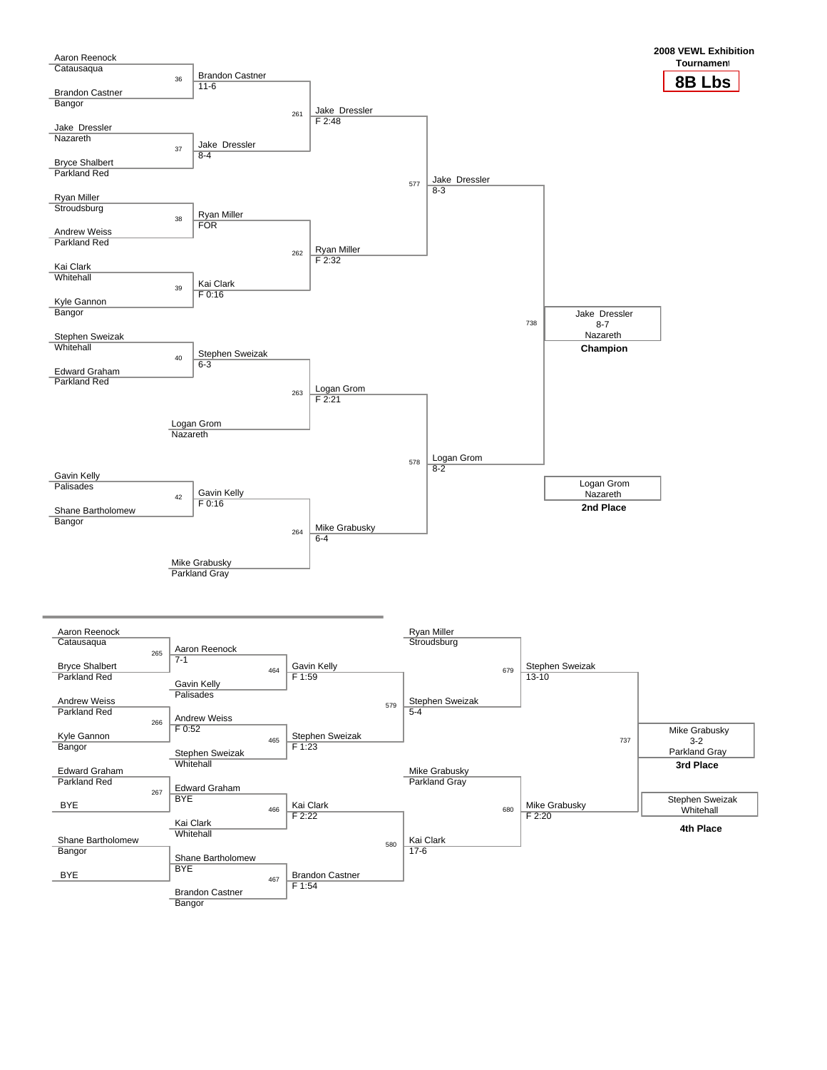**2008 VEWL Exhibition Tournament**

**8B Lbs**

## Championship Bracket

### Round 1

| Bout | Wrestler 1 | Team | Wrestler 2 | Team | Winner | Result |
|---|---|---|---|---|---|---|
| 36 | Aaron Reenock | Catausaqua | Brandon Castner | Bangor | Brandon Castner | 11-6 |
| 37 | Jake Dressler | Nazareth | Bryce Shalbert | Parkland Red | Jake Dressler | 8-4 |
| 38 | Ryan Miller | Stroudsburg | Andrew Weiss | Parkland Red | Ryan Miller | FOR |
| 39 | Kai Clark | Whitehall | Kyle Gannon | Bangor | Kai Clark | F 0:16 |
| 40 | Stephen Sweizak | Whitehall | Edward Graham | Parkland Red | Stephen Sweizak | 6-3 |
| 42 | Gavin Kelly | Palisades | Shane Bartholomew | Bangor | Gavin Kelly | F 0:16 |

Logan Grom (Nazareth) and Mike Grabusky (Parkland Gray) advance to the quarterfinals.

### Quarterfinals

| Bout | Winner | Result |
|---|---|---|
| 261 | Jake Dressler | F 2:48 |
| 262 | Ryan Miller | F 2:32 |
| 263 | Logan Grom | F 2:21 |
| 264 | Mike Grabusky | 6-4 |

### Semifinals

| Bout | Winner | Result |
|---|---|---|
| 577 | Jake Dressler | 8-3 |
| 578 | Logan Grom | 8-2 |

### Final

| Bout | Winner | Result |
|---|---|---|
| 738 | Jake Dressler | 8-7 |

**Champion:** Jake Dressler, Nazareth (8-7)

**2nd Place:** Logan Grom, Nazareth

## Consolation Bracket

### Round 1

| Bout | Wrestler 1 | Team | Wrestler 2 | Team | Winner | Result |
|---|---|---|---|---|---|---|
| 265 | Aaron Reenock | Catausaqua | Bryce Shalbert | Parkland Red | Aaron Reenock | 7-1 |
| 266 | Andrew Weiss | Parkland Red | Kyle Gannon | Bangor | Andrew Weiss | F 0:52 |
| 267 | Edward Graham | Parkland Red | BYE | | Edward Graham | BYE |
| — | Shane Bartholomew | Bangor | BYE | | Shane Bartholomew | BYE |

### Round 2

| Bout | Wrestler 1 | Wrestler 2 | Team | Winner | Result |
|---|---|---|---|---|---|
| 464 | Aaron Reenock | Gavin Kelly | Palisades | Gavin Kelly | F 1:59 |
| 465 | Andrew Weiss | Stephen Sweizak | Whitehall | Stephen Sweizak | F 1:23 |
| 466 | Edward Graham | Kai Clark | Whitehall | Kai Clark | F 2:22 |
| 467 | Shane Bartholomew | Brandon Castner | Bangor | Brandon Castner | F 1:54 |

### Round 3

| Bout | Wrestler 1 | Wrestler 2 | Winner | Result |
|---|---|---|---|---|
| 579 | Gavin Kelly | Stephen Sweizak | Stephen Sweizak | 5-4 |
| 580 | Kai Clark | Brandon Castner | Kai Clark | 17-6 |

### Consolation Semifinals

| Bout | Wrestler 1 | Team | Wrestler 2 | Winner | Result |
|---|---|---|---|---|---|
| 679 | Ryan Miller | Stroudsburg | Stephen Sweizak | Stephen Sweizak | 13-10 |
| 680 | Mike Grabusky | Parkland Gray | Kai Clark | Mike Grabusky | F 2:20 |

### 3rd Place Match

| Bout | Winner | Result |
|---|---|---|
| 737 | Mike Grabusky | 3-2 |

**3rd Place:** Mike Grabusky, Parkland Gray (3-2)

**4th Place:** Stephen Sweizak, Whitehall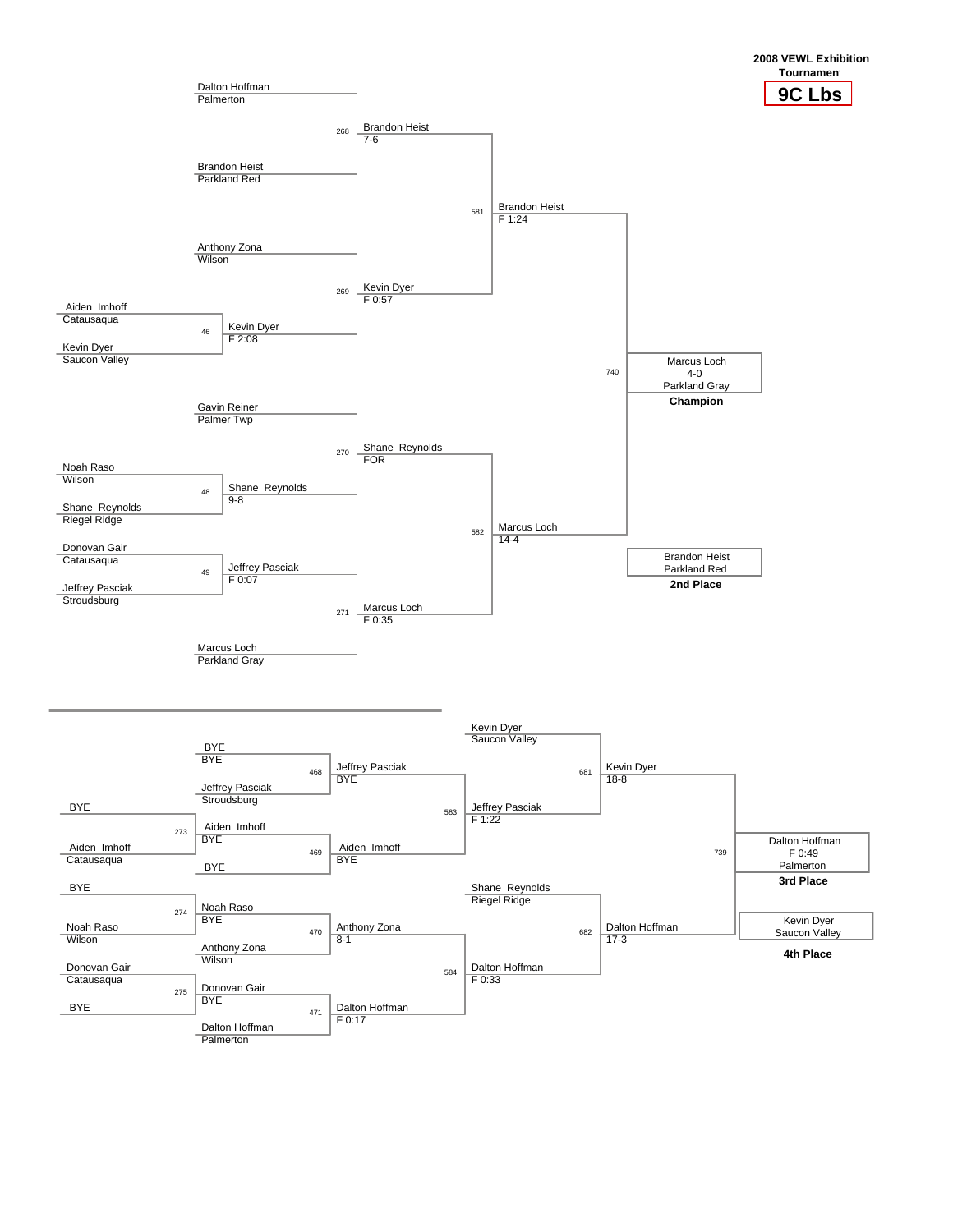**2008 VEWL Exhibition Tournament**

## 9C Lbs

### Championship Bracket

**Preliminary Round**

| Bout | Wrestler 1 | Wrestler 2 | Winner | Result |
|---|---|---|---|---|
| 46 | Aiden Imhoff (Catausaqua) | Kevin Dyer (Saucon Valley) | Kevin Dyer | F 2:08 |
| 48 | Noah Raso (Wilson) | Shane Reynolds (Riegel Ridge) | Shane Reynolds | 9-8 |
| 49 | Donovan Gair (Catausaqua) | Jeffrey Pasciak (Stroudsburg) | Jeffrey Pasciak | F 0:07 |

**Quarterfinals**

| Bout | Wrestler 1 | Wrestler 2 | Winner | Result |
|---|---|---|---|---|
| 268 | Dalton Hoffman (Palmerton) | Brandon Heist (Parkland Red) | Brandon Heist | 7-6 |
| 269 | Anthony Zona (Wilson) | Kevin Dyer | Kevin Dyer | F 0:57 |
| 270 | Gavin Reiner (Palmer Twp) | Shane Reynolds | Shane Reynolds | FOR |
| 271 | Jeffrey Pasciak | Marcus Loch (Parkland Gray) | Marcus Loch | F 0:35 |

**Semifinals**

| Bout | Wrestler 1 | Wrestler 2 | Winner | Result |
|---|---|---|---|---|
| 581 | Brandon Heist | Kevin Dyer | Brandon Heist | F 1:24 |
| 582 | Shane Reynolds | Marcus Loch | Marcus Loch | 14-4 |

**Final**

| Bout | Wrestler 1 | Wrestler 2 | Winner | Result |
|---|---|---|---|---|
| 740 | Brandon Heist | Marcus Loch | Marcus Loch | 4-0 |

**Champion:** Marcus Loch, 4-0, Parkland Gray

**2nd Place:** Brandon Heist, Parkland Red

### Consolation Bracket

| Bout | Wrestler 1 | Wrestler 2 | Winner | Result |
|---|---|---|---|---|
| 273 | BYE | Aiden Imhoff (Catausaqua) | Aiden Imhoff | BYE |
| 274 | BYE | Noah Raso (Wilson) | Noah Raso | BYE |
| 275 | Donovan Gair (Catausaqua) | BYE | Donovan Gair | BYE |
| 468 | BYE | Jeffrey Pasciak (Stroudsburg) | Jeffrey Pasciak | BYE |
| 469 | Aiden Imhoff | BYE | Aiden Imhoff | BYE |
| 470 | Noah Raso | Anthony Zona (Wilson) | Anthony Zona | 8-1 |
| 471 | Donovan Gair | Dalton Hoffman (Palmerton) | Dalton Hoffman | F 0:17 |
| 583 | Jeffrey Pasciak | Aiden Imhoff | Jeffrey Pasciak | F 1:22 |
| 584 | Anthony Zona | Dalton Hoffman | Dalton Hoffman | F 0:33 |
| 681 | Kevin Dyer (Saucon Valley) | Jeffrey Pasciak | Kevin Dyer | 18-8 |
| 682 | Shane Reynolds (Riegel Ridge) | Dalton Hoffman | Dalton Hoffman | 17-3 |
| 739 | Kevin Dyer | Dalton Hoffman | Dalton Hoffman | F 0:49 |

**3rd Place:** Dalton Hoffman, F 0:49, Palmerton

**4th Place:** Kevin Dyer, Saucon Valley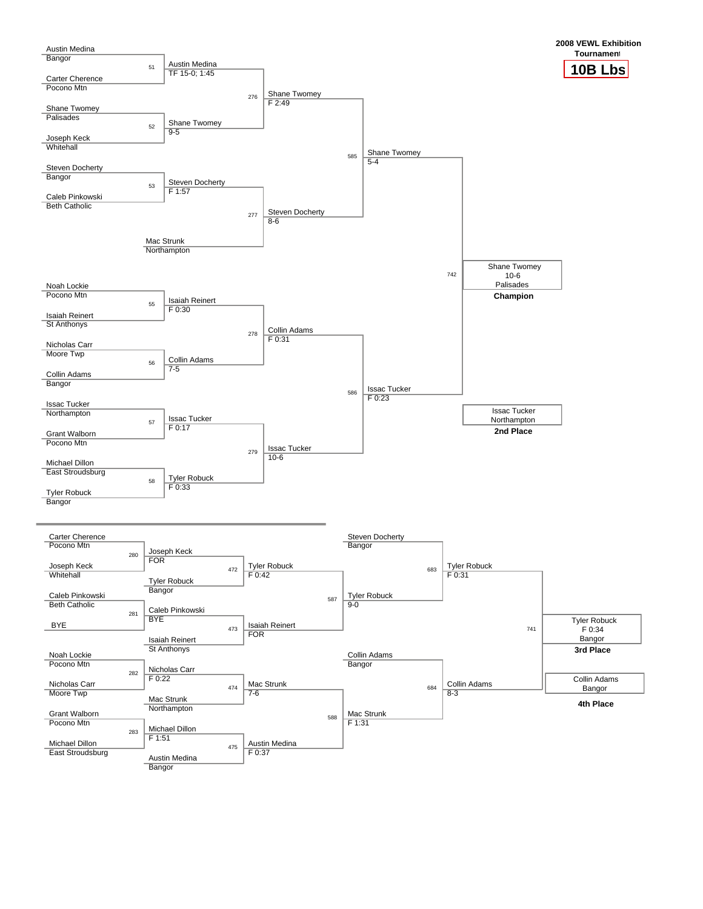**2008 VEWL Exhibition Tournament**

# 10B Lbs

## Championship Bracket

| Bout | Wrestler 1 | Wrestler 2 | Winner | Result |
|---|---|---|---|---|
| 51 | Austin Medina (Bangor) | Carter Cherence (Pocono Mtn) | Austin Medina | TF 15-0; 1:45 |
| 52 | Shane Twomey (Palisades) | Joseph Keck (Whitehall) | Shane Twomey | 9-5 |
| 53 | Steven Docherty (Bangor) | Caleb Pinkowski (Beth Catholic) | Steven Docherty | F 1:57 |
| 55 | Noah Lockie (Pocono Mtn) | Isaiah Reinert (St Anthonys) | Isaiah Reinert | F 0:30 |
| 56 | Nicholas Carr (Moore Twp) | Collin Adams (Bangor) | Collin Adams | 7-5 |
| 57 | Issac Tucker (Northampton) | Grant Walborn (Pocono Mtn) | Issac Tucker | F 0:17 |
| 58 | Michael Dillon (East Stroudsburg) | Tyler Robuck (Bangor) | Tyler Robuck | F 0:33 |
| 276 | Austin Medina | Shane Twomey | Shane Twomey | F 2:49 |
| 277 | Steven Docherty | Mac Strunk (Northampton) | Steven Docherty | 8-6 |
| 278 | Isaiah Reinert | Collin Adams | Collin Adams | F 0:31 |
| 279 | Issac Tucker | Tyler Robuck | Issac Tucker | 10-6 |
| 585 | Shane Twomey | Steven Docherty | Shane Twomey | 5-4 |
| 586 | Collin Adams | Issac Tucker | Issac Tucker | F 0:23 |
| 742 | Shane Twomey | Issac Tucker | Shane Twomey | 10-6 |

**Champion:** Shane Twomey, 10-6, Palisades

**2nd Place:** Issac Tucker, Northampton

## Consolation Bracket

| Bout | Wrestler 1 | Wrestler 2 | Winner | Result |
|---|---|---|---|---|
| 280 | Carter Cherence (Pocono Mtn) | Joseph Keck (Whitehall) | Joseph Keck | FOR |
| 281 | Caleb Pinkowski (Beth Catholic) | BYE | Caleb Pinkowski | BYE |
| 282 | Noah Lockie (Pocono Mtn) | Nicholas Carr (Moore Twp) | Nicholas Carr | F 0:22 |
| 283 | Grant Walborn (Pocono Mtn) | Michael Dillon (East Stroudsburg) | Michael Dillon | F 1:51 |
| 472 | Joseph Keck | Tyler Robuck (Bangor) | Tyler Robuck | F 0:42 |
| 473 | Caleb Pinkowski | Isaiah Reinert (St Anthonys) | Isaiah Reinert | FOR |
| 474 | Nicholas Carr | Mac Strunk (Northampton) | Mac Strunk | 7-6 |
| 475 | Michael Dillon | Austin Medina (Bangor) | Austin Medina | F 0:37 |
| 587 | Tyler Robuck | Isaiah Reinert | Tyler Robuck | 9-0 |
| 588 | Mac Strunk | Austin Medina | Mac Strunk | F 1:31 |
| 683 | Steven Docherty (Bangor) | Tyler Robuck | Tyler Robuck | F 0:31 |
| 684 | Collin Adams (Bangor) | Mac Strunk | Collin Adams | 8-3 |
| 741 | Tyler Robuck | Collin Adams | Tyler Robuck | F 0:34 |

**3rd Place:** Tyler Robuck, F 0:34, Bangor

**4th Place:** Collin Adams, Bangor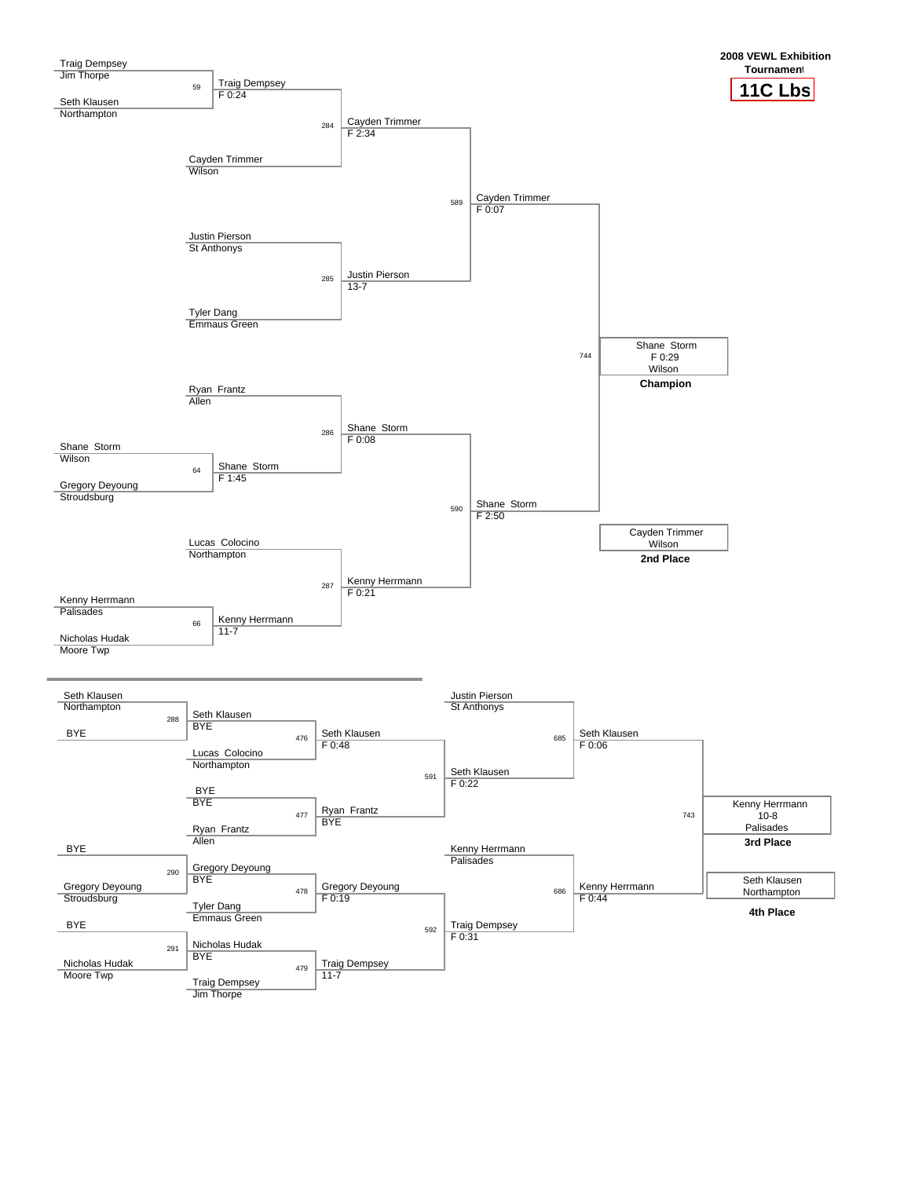**2008 VEWL Exhibition Tournament**

**11C Lbs**

## Championship Bracket

| Bout | Wrestler 1 | Wrestler 2 | Winner | Result |
|---|---|---|---|---|
| 59 | Traig Dempsey (Jim Thorpe) | Seth Klausen (Northampton) | Traig Dempsey | F 0:24 |
| 64 | Shane Storm (Wilson) | Gregory Deyoung (Stroudsburg) | Shane Storm | F 1:45 |
| 66 | Kenny Herrmann (Palisades) | Nicholas Hudak (Moore Twp) | Kenny Herrmann | 11-7 |
| 284 | Traig Dempsey | Cayden Trimmer (Wilson) | Cayden Trimmer | F 2:34 |
| 285 | Justin Pierson (St Anthonys) | Tyler Dang (Emmaus Green) | Justin Pierson | 13-7 |
| 286 | Ryan Frantz (Allen) | Shane Storm | Shane Storm | F 0:08 |
| 287 | Lucas Colocino (Northampton) | Kenny Herrmann | Kenny Herrmann | F 0:21 |
| 589 | Cayden Trimmer | Justin Pierson | Cayden Trimmer | F 0:07 |
| 590 | Shane Storm | Kenny Herrmann | Shane Storm | F 2:50 |
| 744 | Cayden Trimmer | Shane Storm | Shane Storm | F 0:29 |

**Champion:** Shane Storm, F 0:29, Wilson

**2nd Place:** Cayden Trimmer, Wilson

## Consolation Bracket

| Bout | Wrestler 1 | Wrestler 2 | Winner | Result |
|---|---|---|---|---|
| 288 | Seth Klausen (Northampton) | BYE | Seth Klausen | BYE |
| 290 | BYE | Gregory Deyoung (Stroudsburg) | Gregory Deyoung | BYE |
| 291 | BYE | Nicholas Hudak (Moore Twp) | Nicholas Hudak | BYE |
| 476 | Seth Klausen | Lucas Colocino (Northampton) | Seth Klausen | F 0:48 |
| 477 | BYE | Ryan Frantz (Allen) | Ryan Frantz | BYE |
| 478 | Gregory Deyoung | Tyler Dang (Emmaus Green) | Gregory Deyoung | F 0:19 |
| 479 | Nicholas Hudak | Traig Dempsey (Jim Thorpe) | Traig Dempsey | 11-7 |
| 591 | Seth Klausen | Ryan Frantz | Seth Klausen | F 0:22 |
| 592 | Gregory Deyoung | Traig Dempsey | Traig Dempsey | F 0:31 |
| 685 | Justin Pierson (St Anthonys) | Seth Klausen | Seth Klausen | F 0:06 |
| 686 | Kenny Herrmann (Palisades) | Traig Dempsey | Kenny Herrmann | F 0:44 |
| 743 | Seth Klausen | Kenny Herrmann | Kenny Herrmann | 10-8 |

**3rd Place:** Kenny Herrmann, 10-8, Palisades

**4th Place:** Seth Klausen, Northampton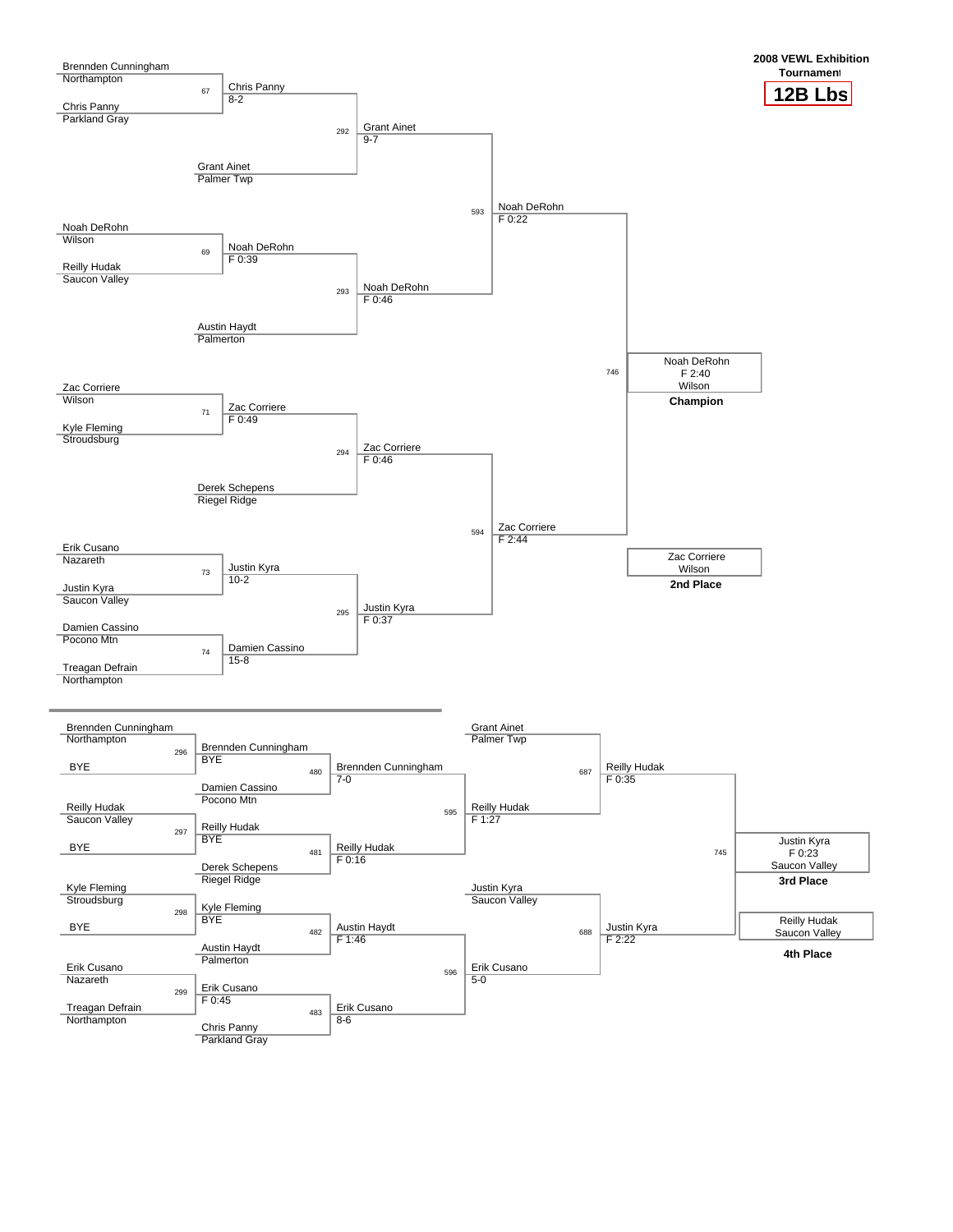**2008 VEWL Exhibition Tournament**

## 12B Lbs

### Championship Bracket

| Bout | Wrestler 1 | Wrestler 2 | Winner | Result |
|---|---|---|---|---|
| 67 | Brennden Cunningham (Northampton) | Chris Panny (Parkland Gray) | Chris Panny | 8-2 |
| 69 | Noah DeRohn (Wilson) | Reilly Hudak (Saucon Valley) | Noah DeRohn | F 0:39 |
| 71 | Zac Corriere (Wilson) | Kyle Fleming (Stroudsburg) | Zac Corriere | F 0:49 |
| 73 | Erik Cusano (Nazareth) | Justin Kyra (Saucon Valley) | Justin Kyra | 10-2 |
| 74 | Damien Cassino (Pocono Mtn) | Treagan Defrain (Northampton) | Damien Cassino | 15-8 |
| 292 | Chris Panny | Grant Ainet (Palmer Twp) | Grant Ainet | 9-7 |
| 293 | Noah DeRohn | Austin Haydt (Palmerton) | Noah DeRohn | F 0:46 |
| 294 | Zac Corriere | Derek Schepens (Riegel Ridge) | Zac Corriere | F 0:46 |
| 295 | Justin Kyra | Damien Cassino | Justin Kyra | F 0:37 |
| 593 | Grant Ainet | Noah DeRohn | Noah DeRohn | F 0:22 |
| 594 | Zac Corriere | Justin Kyra | Zac Corriere | F 2:44 |
| 746 | Noah DeRohn | Zac Corriere | Noah DeRohn | F 2:40 |

**Champion:** Noah DeRohn, Wilson — F 2:40

**2nd Place:** Zac Corriere, Wilson

### Consolation Bracket

| Bout | Wrestler 1 | Wrestler 2 | Winner | Result |
|---|---|---|---|---|
| 296 | Brennden Cunningham (Northampton) | BYE | Brennden Cunningham | BYE |
| 297 | Reilly Hudak (Saucon Valley) | BYE | Reilly Hudak | BYE |
| 298 | Kyle Fleming (Stroudsburg) | BYE | Kyle Fleming | BYE |
| 299 | Erik Cusano (Nazareth) | Treagan Defrain (Northampton) | Erik Cusano | F 0:45 |
| 480 | Brennden Cunningham | Damien Cassino (Pocono Mtn) | Brennden Cunningham | 7-0 |
| 481 | Reilly Hudak | Derek Schepens (Riegel Ridge) | Reilly Hudak | F 0:16 |
| 482 | Kyle Fleming | Austin Haydt (Palmerton) | Austin Haydt | F 1:46 |
| 483 | Erik Cusano | Chris Panny (Parkland Gray) | Erik Cusano | 8-6 |
| 595 | Brennden Cunningham | Reilly Hudak | Reilly Hudak | F 1:27 |
| 596 | Austin Haydt | Erik Cusano | Erik Cusano | 5-0 |
| 687 | Grant Ainet (Palmer Twp) | Reilly Hudak | Reilly Hudak | F 0:35 |
| 688 | Justin Kyra (Saucon Valley) | Erik Cusano | Justin Kyra | F 2:22 |
| 745 | Reilly Hudak | Justin Kyra | Justin Kyra | F 0:23 |

**3rd Place:** Justin Kyra, Saucon Valley — F 0:23

**4th Place:** Reilly Hudak, Saucon Valley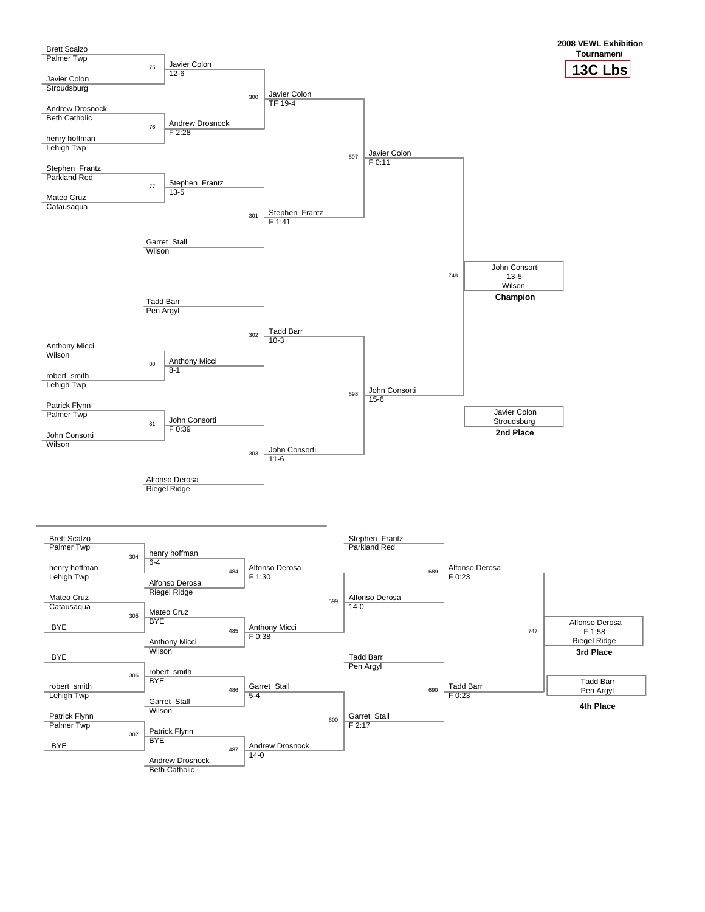# 2008 VEWL Exhibition Tournament

## 13C Lbs

### Championship Bracket

| Bout | Wrestler 1 | Wrestler 2 | Winner | Result |
|---|---|---|---|---|
| 75 | Brett Scalzo (Palmer Twp) | Javier Colon (Stroudsburg) | Javier Colon | 12-6 |
| 76 | Andrew Drosnock (Beth Catholic) | henry hoffman (Lehigh Twp) | Andrew Drosnock | F 2:28 |
| 77 | Stephen Frantz (Parkland Red) | Mateo Cruz (Catausaqua) | Stephen Frantz | 13-5 |
| 80 | Anthony Micci (Wilson) | robert smith (Lehigh Twp) | Anthony Micci | 8-1 |
| 81 | Patrick Flynn (Palmer Twp) | John Consorti (Wilson) | John Consorti | F 0:39 |
| 300 | Javier Colon | Andrew Drosnock | Javier Colon | TF 19-4 |
| 301 | Stephen Frantz | Garret Stall (Wilson) | Stephen Frantz | F 1:41 |
| 302 | Tadd Barr (Pen Argyl) | Anthony Micci | Tadd Barr | 10-3 |
| 303 | John Consorti | Alfonso Derosa (Riegel Ridge) | John Consorti | 11-6 |
| 597 | Javier Colon | Stephen Frantz | Javier Colon | F 0:11 |
| 598 | Tadd Barr | John Consorti | John Consorti | 15-6 |
| 748 | Javier Colon | John Consorti | John Consorti | 13-5 |

**Champion:** John Consorti, 13-5, Wilson

**2nd Place:** Javier Colon, Stroudsburg

### Consolation Bracket

| Bout | Wrestler 1 | Wrestler 2 | Winner | Result |
|---|---|---|---|---|
| 304 | Brett Scalzo (Palmer Twp) | henry hoffman (Lehigh Twp) | henry hoffman | 6-4 |
| 305 | Mateo Cruz (Catausaqua) | BYE | Mateo Cruz | BYE |
| 306 | BYE | robert smith (Lehigh Twp) | robert smith | BYE |
| 307 | Patrick Flynn (Palmer Twp) | BYE | Patrick Flynn | BYE |
| 484 | henry hoffman | Alfonso Derosa (Riegel Ridge) | Alfonso Derosa | F 1:30 |
| 485 | Mateo Cruz | Anthony Micci (Wilson) | Anthony Micci | F 0:38 |
| 486 | robert smith | Garret Stall (Wilson) | Garret Stall | 5-4 |
| 487 | Patrick Flynn | Andrew Drosnock (Beth Catholic) | Andrew Drosnock | 14-0 |
| 599 | Stephen Frantz (Parkland Red) | Alfonso Derosa | Alfonso Derosa | 14-0 |
| 600 | Tadd Barr (Pen Argyl) | Garret Stall | Garret Stall | F 2:17 |
| 689 | Alfonso Derosa | Anthony Micci | Alfonso Derosa | F 0:23 |
| 690 | Tadd Barr | Andrew Drosnock | Tadd Barr | F 0:23 |
| 747 | Alfonso Derosa | Tadd Barr | Alfonso Derosa | F 1:58 |

**3rd Place:** Alfonso Derosa, F 1:58, Riegel Ridge

**4th Place:** Tadd Barr, Pen Argyl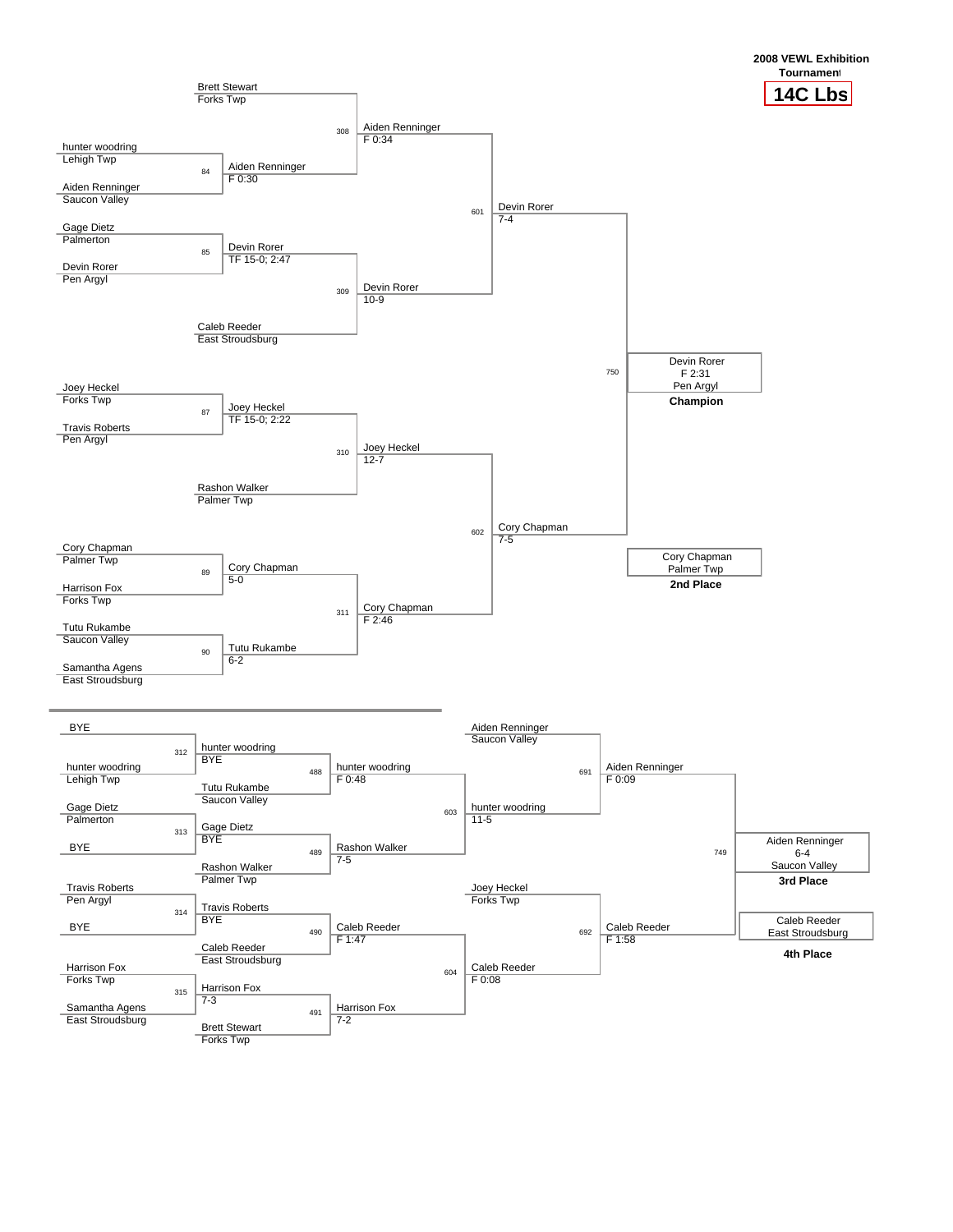**2008 VEWL Exhibition Tournament**

# 14C Lbs

## Championship Bracket

### First Round

| Bout | Wrestler 1 | Wrestler 2 | Winner | Result |
|---|---|---|---|---|
| 84 | hunter woodring (Lehigh Twp) | Aiden Renninger (Saucon Valley) | Aiden Renninger | F 0:30 |
| 85 | Gage Dietz (Palmerton) | Devin Rorer (Pen Argyl) | Devin Rorer | TF 15-0; 2:47 |
| 87 | Joey Heckel (Forks Twp) | Travis Roberts (Pen Argyl) | Joey Heckel | TF 15-0; 2:22 |
| 89 | Cory Chapman (Palmer Twp) | Harrison Fox (Forks Twp) | Cory Chapman | 5-0 |
| 90 | Tutu Rukambe (Saucon Valley) | Samantha Agens (East Stroudsburg) | Tutu Rukambe | 6-2 |

### Quarterfinals

| Bout | Wrestler 1 | Wrestler 2 | Winner | Result |
|---|---|---|---|---|
| 308 | Brett Stewart (Forks Twp) | Aiden Renninger | Aiden Renninger | F 0:34 |
| 309 | Devin Rorer | Caleb Reeder (East Stroudsburg) | Devin Rorer | 10-9 |
| 310 | Joey Heckel | Rashon Walker (Palmer Twp) | Joey Heckel | 12-7 |
| 311 | Cory Chapman | Tutu Rukambe | Cory Chapman | F 2:46 |

### Semifinals

| Bout | Wrestler 1 | Wrestler 2 | Winner | Result |
|---|---|---|---|---|
| 601 | Aiden Renninger | Devin Rorer | Devin Rorer | 7-4 |
| 602 | Joey Heckel | Cory Chapman | Cory Chapman | 7-5 |

### Final

| Bout | Wrestler 1 | Wrestler 2 | Winner | Result |
|---|---|---|---|---|
| 750 | Devin Rorer | Cory Chapman | Devin Rorer | F 2:31 |

**Champion:** Devin Rorer, Pen Argyl (F 2:31)

**2nd Place:** Cory Chapman, Palmer Twp

## Consolation Bracket

### Consolation Round 1

| Bout | Wrestler 1 | Wrestler 2 | Winner | Result |
|---|---|---|---|---|
| 312 | BYE | hunter woodring (Lehigh Twp) | hunter woodring | BYE |
| 313 | Gage Dietz (Palmerton) | BYE | Gage Dietz | BYE |
| 314 | Travis Roberts (Pen Argyl) | BYE | Travis Roberts | BYE |
| 315 | Harrison Fox (Forks Twp) | Samantha Agens (East Stroudsburg) | Harrison Fox | 7-3 |

### Consolation Round 2

| Bout | Wrestler 1 | Wrestler 2 | Winner | Result |
|---|---|---|---|---|
| 488 | hunter woodring | Tutu Rukambe (Saucon Valley) | hunter woodring | F 0:48 |
| 489 | Gage Dietz | Rashon Walker (Palmer Twp) | Rashon Walker | 7-5 |
| 490 | Travis Roberts | Caleb Reeder (East Stroudsburg) | Caleb Reeder | F 1:47 |
| 491 | Harrison Fox | Brett Stewart (Forks Twp) | Harrison Fox | 7-2 |

### Consolation Round 3

| Bout | Wrestler 1 | Wrestler 2 | Winner | Result |
|---|---|---|---|---|
| 603 | hunter woodring | Rashon Walker | hunter woodring | 11-5 |
| 604 | Caleb Reeder | Harrison Fox | Caleb Reeder | F 0:08 |

### Consolation Semifinals

| Bout | Wrestler 1 | Wrestler 2 | Winner | Result |
|---|---|---|---|---|
| 691 | Aiden Renninger (Saucon Valley) | hunter woodring | Aiden Renninger | F 0:09 |
| 692 | Joey Heckel (Forks Twp) | Caleb Reeder | Caleb Reeder | F 1:58 |

### 3rd Place Match

| Bout | Wrestler 1 | Wrestler 2 | Winner | Result |
|---|---|---|---|---|
| 749 | Aiden Renninger | Caleb Reeder | Aiden Renninger | 6-4 |

**3rd Place:** Aiden Renninger, Saucon Valley (6-4)

**4th Place:** Caleb Reeder, East Stroudsburg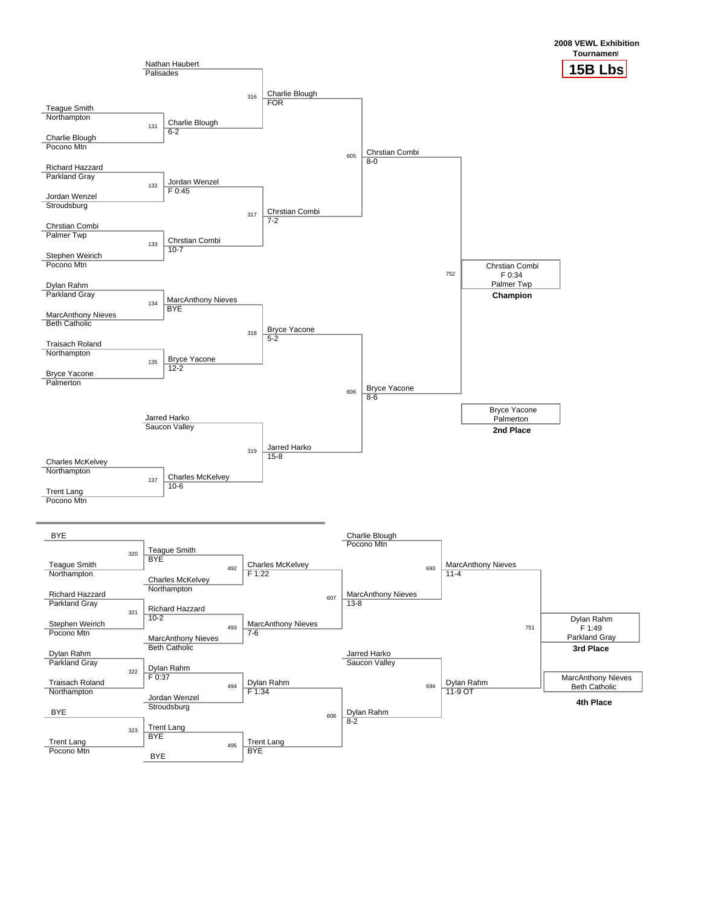**2008 VEWL Exhibition Tournament**

# 15B Lbs

## Championship Bracket

### First Round

| Bout | Wrestler 1 | Wrestler 2 | Winner | Result |
|---|---|---|---|---|
| 131 | Teague Smith (Northampton) | Charlie Blough (Pocono Mtn) | Charlie Blough | 6-2 |
| 132 | Richard Hazzard (Parkland Gray) | Jordan Wenzel (Stroudsburg) | Jordan Wenzel | F 0:45 |
| 133 | Chrstian Combi (Palmer Twp) | Stephen Weirich (Pocono Mtn) | Chrstian Combi | 10-7 |
| 134 | Dylan Rahm (Parkland Gray) | MarcAnthony Nieves (Beth Catholic) | MarcAnthony Nieves | BYE |
| 135 | Traisach Roland (Northampton) | Bryce Yacone (Palmerton) | Bryce Yacone | 12-2 |
| 137 | Charles McKelvey (Northampton) | Trent Lang (Pocono Mtn) | Charles McKelvey | 10-6 |

### Quarterfinals

| Bout | Wrestler 1 | Wrestler 2 | Winner | Result |
|---|---|---|---|---|
| 316 | Nathan Haubert (Palisades) | Charlie Blough | Charlie Blough | FOR |
| 317 | Jordan Wenzel | Chrstian Combi | Chrstian Combi | 7-2 |
| 318 | MarcAnthony Nieves | Bryce Yacone | Bryce Yacone | 5-2 |
| 319 | Jarred Harko (Saucon Valley) | Charles McKelvey | Jarred Harko | 15-8 |

### Semifinals

| Bout | Wrestler 1 | Wrestler 2 | Winner | Result |
|---|---|---|---|---|
| 605 | Charlie Blough | Chrstian Combi | Chrstian Combi | 8-0 |
| 606 | Bryce Yacone | Jarred Harko | Bryce Yacone | 8-6 |

### Final

| Bout | Wrestler 1 | Wrestler 2 | Winner | Result |
|---|---|---|---|---|
| 752 | Chrstian Combi | Bryce Yacone | Chrstian Combi | F 0:34 |

**Champion:** Chrstian Combi, Palmer Twp (F 0:34)

**2nd Place:** Bryce Yacone, Palmerton

## Consolation Bracket

| Bout | Wrestler 1 | Wrestler 2 | Winner | Result |
|---|---|---|---|---|
| 320 | BYE | Teague Smith (Northampton) | Teague Smith | BYE |
| 321 | Richard Hazzard (Parkland Gray) | Stephen Weirich (Pocono Mtn) | Richard Hazzard | 10-2 |
| 322 | Dylan Rahm (Parkland Gray) | Traisach Roland (Northampton) | Dylan Rahm | F 0:37 |
| 323 | BYE | Trent Lang (Pocono Mtn) | Trent Lang | BYE |
| 492 | Teague Smith | Charles McKelvey (Northampton) | Charles McKelvey | F 1:22 |
| 493 | Richard Hazzard | MarcAnthony Nieves (Beth Catholic) | MarcAnthony Nieves | 7-6 |
| 494 | Dylan Rahm | Jordan Wenzel (Stroudsburg) | Dylan Rahm | F 1:34 |
| 495 | Trent Lang | BYE | Trent Lang | BYE |
| 607 | Charles McKelvey | MarcAnthony Nieves | MarcAnthony Nieves | 13-8 |
| 608 | Dylan Rahm | Trent Lang | Dylan Rahm | 8-2 |
| 693 | Charlie Blough (Pocono Mtn) | MarcAnthony Nieves | MarcAnthony Nieves | 11-4 |
| 694 | Jarred Harko (Saucon Valley) | Dylan Rahm | Dylan Rahm | 11-9 OT |
| 751 | MarcAnthony Nieves | Dylan Rahm | Dylan Rahm | F 1:49 |

**3rd Place:** Dylan Rahm, Parkland Gray (F 1:49)

**4th Place:** MarcAnthony Nieves, Beth Catholic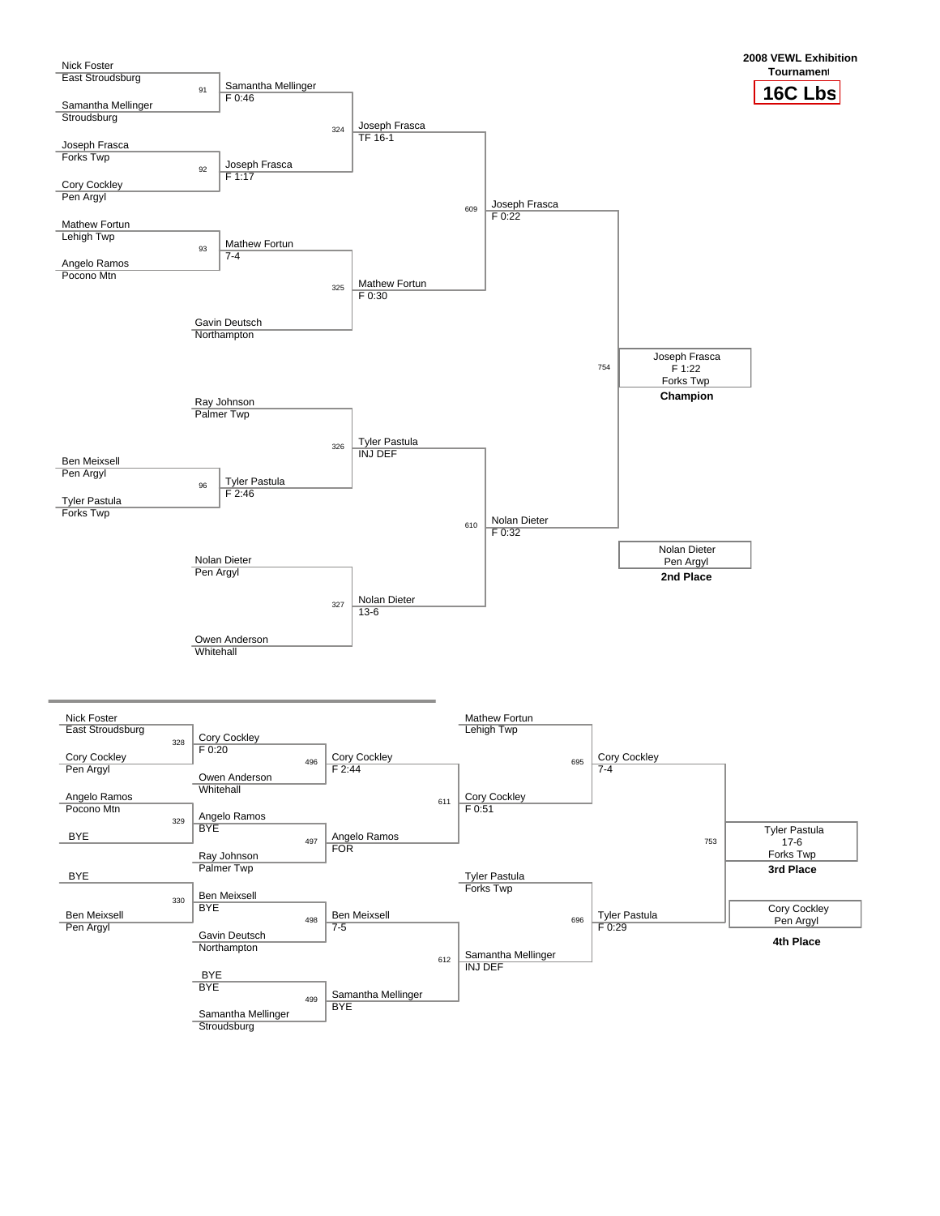**2008 VEWL Exhibition Tournament**

**16C Lbs**

## Championship Bracket

| Bout | Wrestler 1 | Wrestler 2 | Winner | Result |
|---|---|---|---|---|
| 91 | Nick Foster (East Stroudsburg) | Samantha Mellinger (Stroudsburg) | Samantha Mellinger | F 0:46 |
| 92 | Joseph Frasca (Forks Twp) | Cory Cockley (Pen Argyl) | Joseph Frasca | F 1:17 |
| 93 | Mathew Fortun (Lehigh Twp) | Angelo Ramos (Pocono Mtn) | Mathew Fortun | 7-4 |
| 96 | Ben Meixsell (Pen Argyl) | Tyler Pastula (Forks Twp) | Tyler Pastula | F 2:46 |
| 324 | Samantha Mellinger | Joseph Frasca | Joseph Frasca | TF 16-1 |
| 325 | Mathew Fortun | Gavin Deutsch (Northampton) | Mathew Fortun | F 0:30 |
| 326 | Ray Johnson (Palmer Twp) | Tyler Pastula | Tyler Pastula | INJ DEF |
| 327 | Nolan Dieter (Pen Argyl) | Owen Anderson (Whitehall) | Nolan Dieter | 13-6 |
| 609 | Joseph Frasca | Mathew Fortun | Joseph Frasca | F 0:22 |
| 610 | Tyler Pastula | Nolan Dieter | Nolan Dieter | F 0:32 |
| 754 | Joseph Frasca | Nolan Dieter | Joseph Frasca | F 1:22 |

**Champion:** Joseph Frasca, F 1:22, Forks Twp

**2nd Place:** Nolan Dieter, Pen Argyl

## Consolation Bracket

| Bout | Wrestler 1 | Wrestler 2 | Winner | Result |
|---|---|---|---|---|
| 328 | Nick Foster (East Stroudsburg) | Cory Cockley (Pen Argyl) | Cory Cockley | F 0:20 |
| 329 | Angelo Ramos (Pocono Mtn) | BYE | Angelo Ramos | BYE |
| 330 | BYE | Ben Meixsell (Pen Argyl) | Ben Meixsell | BYE |
| 496 | Cory Cockley | Owen Anderson (Whitehall) | Cory Cockley | F 2:44 |
| 497 | Angelo Ramos | Ray Johnson (Palmer Twp) | Angelo Ramos | FOR |
| 498 | Ben Meixsell | Gavin Deutsch (Northampton) | Ben Meixsell | 7-5 |
| 499 | BYE | Samantha Mellinger (Stroudsburg) | Samantha Mellinger | BYE |
| 611 | Cory Cockley | Angelo Ramos | Cory Cockley | F 0:51 |
| 612 | Ben Meixsell | Samantha Mellinger | Samantha Mellinger | INJ DEF |
| 695 | Mathew Fortun (Lehigh Twp) | Cory Cockley | Cory Cockley | 7-4 |
| 696 | Tyler Pastula (Forks Twp) | Samantha Mellinger | Tyler Pastula | F 0:29 |
| 753 | Cory Cockley | Tyler Pastula | Tyler Pastula | 17-6 |

**3rd Place:** Tyler Pastula, 17-6, Forks Twp

**4th Place:** Cory Cockley, Pen Argyl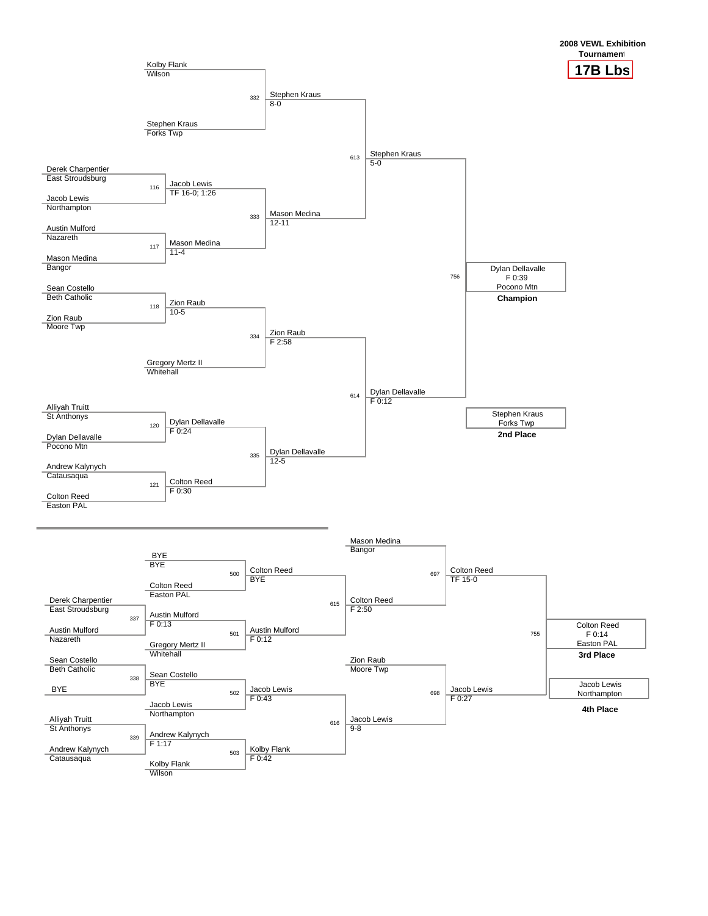**2008 VEWL Exhibition Tournament**

# 17B Lbs

## Championship Bracket

| Bout | Wrestler 1 | Wrestler 2 | Winner | Result |
|---|---|---|---|---|
| 332 | Kolby Flank (Wilson) | Stephen Kraus (Forks Twp) | Stephen Kraus | 8-0 |
| 116 | Derek Charpentier (East Stroudsburg) | Jacob Lewis (Northampton) | Jacob Lewis | TF 16-0; 1:26 |
| 117 | Austin Mulford (Nazareth) | Mason Medina (Bangor) | Mason Medina | 11-4 |
| 333 | Jacob Lewis | Mason Medina | Mason Medina | 12-11 |
| 118 | Sean Costello (Beth Catholic) | Zion Raub (Moore Twp) | Zion Raub | 10-5 |
| 334 | Zion Raub | Gregory Mertz II (Whitehall) | Zion Raub | F 2:58 |
| 120 | Alliyah Truitt (St Anthonys) | Dylan Dellavalle (Pocono Mtn) | Dylan Dellavalle | F 0:24 |
| 121 | Andrew Kalynych (Catausaqua) | Colton Reed (Easton PAL) | Colton Reed | F 0:30 |
| 335 | Dylan Dellavalle | Colton Reed | Dylan Dellavalle | 12-5 |
| 613 | Stephen Kraus | Mason Medina | Stephen Kraus | 5-0 |
| 614 | Zion Raub | Dylan Dellavalle | Dylan Dellavalle | F 0:12 |
| 756 | Stephen Kraus | Dylan Dellavalle | Dylan Dellavalle | F 0:39 |

**Champion:** Dylan Dellavalle, F 0:39, Pocono Mtn

**2nd Place:** Stephen Kraus, Forks Twp

## Consolation Bracket

| Bout | Wrestler 1 | Wrestler 2 | Winner | Result |
|---|---|---|---|---|
| 337 | Derek Charpentier (East Stroudsburg) | Austin Mulford (Nazareth) | Austin Mulford | F 0:13 |
| 338 | Sean Costello (Beth Catholic) | BYE | Sean Costello | BYE |
| 339 | Alliyah Truitt (St Anthonys) | Andrew Kalynych (Catausaqua) | Andrew Kalynych | F 1:17 |
| 500 | BYE | Colton Reed (Easton PAL) | Colton Reed | BYE |
| 501 | Austin Mulford | Gregory Mertz II (Whitehall) | Austin Mulford | F 0:12 |
| 502 | Sean Costello | Jacob Lewis (Northampton) | Jacob Lewis | F 0:43 |
| 503 | Andrew Kalynych | Kolby Flank (Wilson) | Kolby Flank | F 0:42 |
| 615 | Colton Reed | Austin Mulford | Colton Reed | F 2:50 |
| 616 | Jacob Lewis | Kolby Flank | Jacob Lewis | 9-8 |
| 697 | Mason Medina (Bangor) | Colton Reed | Colton Reed | TF 15-0 |
| 698 | Zion Raub (Moore Twp) | Jacob Lewis | Jacob Lewis | F 0:27 |
| 755 | Colton Reed | Jacob Lewis | Colton Reed | F 0:14 |

**3rd Place:** Colton Reed, F 0:14, Easton PAL

**4th Place:** Jacob Lewis, Northampton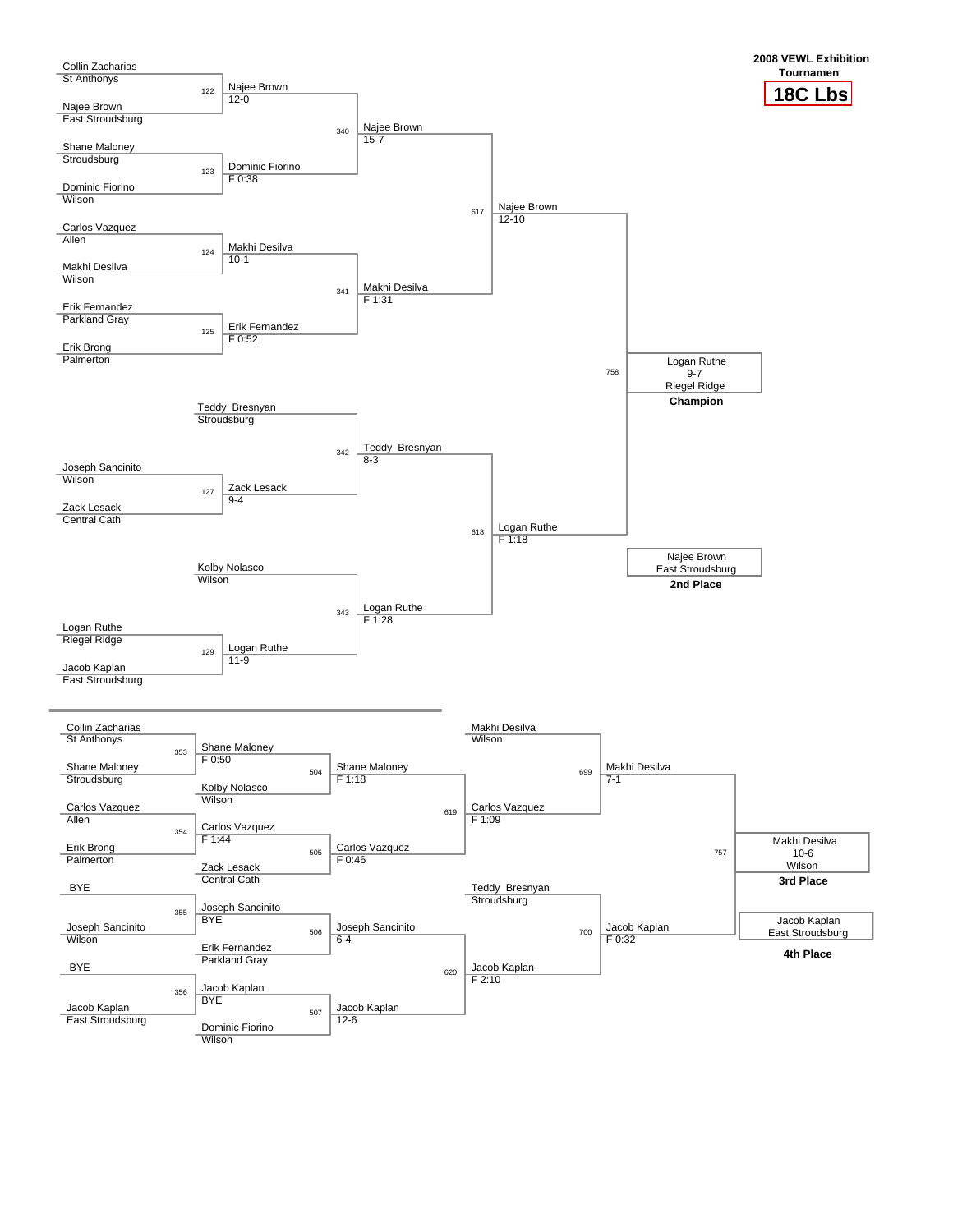**2008 VEWL Exhibition Tournament**

**18C Lbs**

## Championship Bracket

| Match | Wrestler 1 | Wrestler 2 | Winner | Result |
|---|---|---|---|---|
| 122 | Collin Zacharias (St Anthonys) | Najee Brown (East Stroudsburg) | Najee Brown | 12-0 |
| 123 | Shane Maloney (Stroudsburg) | Dominic Fiorino (Wilson) | Dominic Fiorino | F 0:38 |
| 124 | Carlos Vazquez (Allen) | Makhi Desilva (Wilson) | Makhi Desilva | 10-1 |
| 125 | Erik Fernandez (Parkland Gray) | Erik Brong (Palmerton) | Erik Fernandez | F 0:52 |
| 127 | Joseph Sancinito (Wilson) | Zack Lesack (Central Cath) | Zack Lesack | 9-4 |
| 129 | Logan Ruthe (Riegel Ridge) | Jacob Kaplan (East Stroudsburg) | Logan Ruthe | 11-9 |
| 340 | Najee Brown | Dominic Fiorino | Najee Brown | 15-7 |
| 341 | Makhi Desilva | Erik Fernandez | Makhi Desilva | F 1:31 |
| 342 | Teddy Bresnyan (Stroudsburg) | Zack Lesack | Teddy Bresnyan | 8-3 |
| 343 | Kolby Nolasco (Wilson) | Logan Ruthe | Logan Ruthe | F 1:28 |
| 617 | Najee Brown | Makhi Desilva | Najee Brown | 12-10 |
| 618 | Teddy Bresnyan | Logan Ruthe | Logan Ruthe | F 1:18 |
| 758 | Najee Brown | Logan Ruthe | Logan Ruthe | 9-7 |

**Champion:** Logan Ruthe, Riegel Ridge (9-7)

**2nd Place:** Najee Brown, East Stroudsburg

## Consolation Bracket

| Match | Wrestler 1 | Wrestler 2 | Winner | Result |
|---|---|---|---|---|
| 353 | Collin Zacharias (St Anthonys) | Shane Maloney (Stroudsburg) | Shane Maloney | F 0:50 |
| 354 | Carlos Vazquez (Allen) | Erik Brong (Palmerton) | Carlos Vazquez | F 1:44 |
| 355 | BYE | Joseph Sancinito (Wilson) | Joseph Sancinito | BYE |
| 356 | BYE | Jacob Kaplan (East Stroudsburg) | Jacob Kaplan | BYE |
| 504 | Shane Maloney | Kolby Nolasco (Wilson) | Shane Maloney | F 1:18 |
| 505 | Carlos Vazquez | Zack Lesack (Central Cath) | Carlos Vazquez | F 0:46 |
| 506 | Joseph Sancinito | Erik Fernandez (Parkland Gray) | Joseph Sancinito | 6-4 |
| 507 | Jacob Kaplan | Dominic Fiorino (Wilson) | Jacob Kaplan | 12-6 |
| 619 | Shane Maloney | Carlos Vazquez | Carlos Vazquez | F 1:09 |
| 620 | Joseph Sancinito | Jacob Kaplan | Jacob Kaplan | F 2:10 |
| 699 | Makhi Desilva (Wilson) | Carlos Vazquez | Makhi Desilva | 7-1 |
| 700 | Teddy Bresnyan (Stroudsburg) | Jacob Kaplan | Jacob Kaplan | F 0:32 |
| 757 | Makhi Desilva | Jacob Kaplan | Makhi Desilva | 10-6 |

**3rd Place:** Makhi Desilva, Wilson (10-6)

**4th Place:** Jacob Kaplan, East Stroudsburg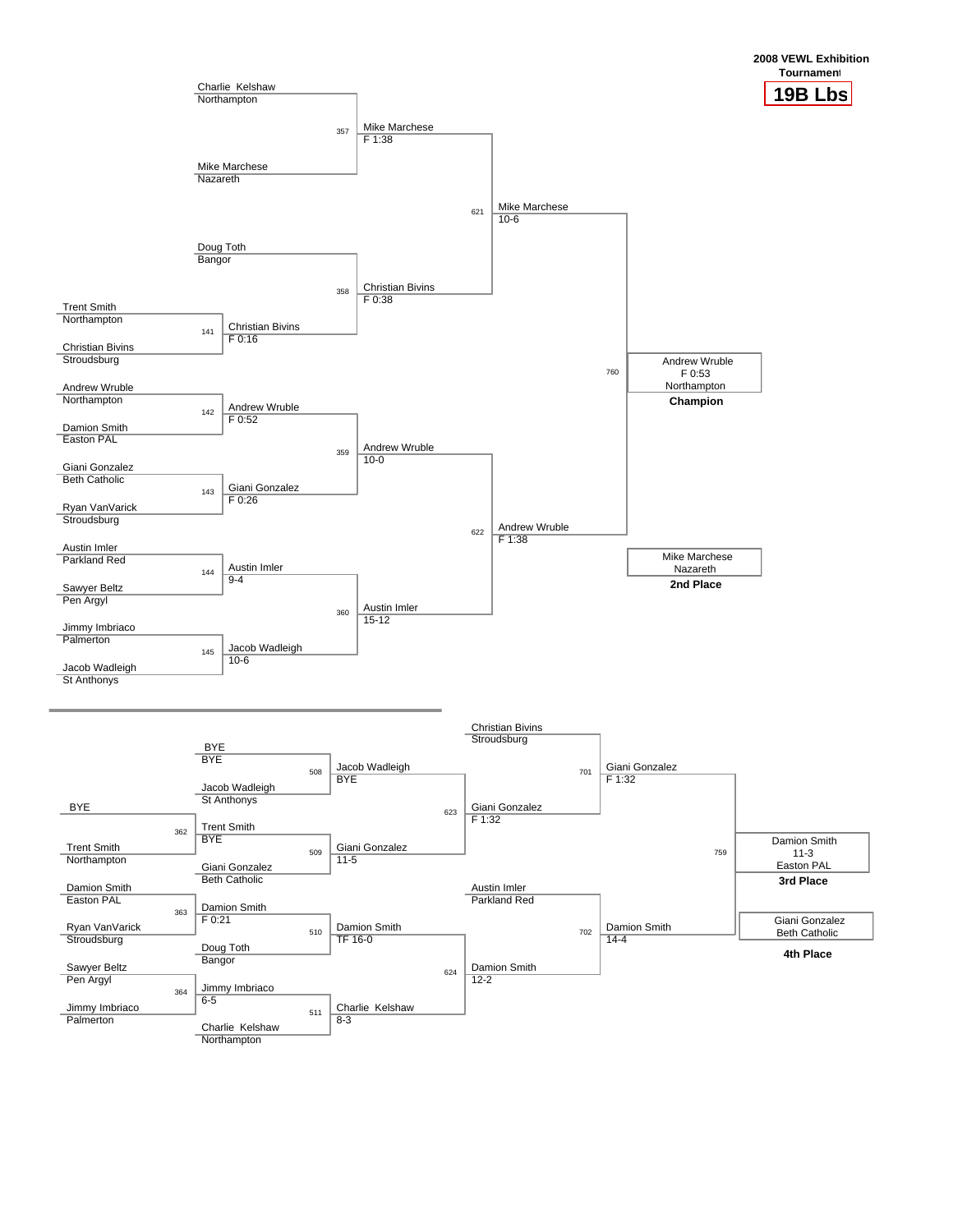**2008 VEWL Exhibition Tournament**

# 19B Lbs

## Championship Bracket

### First Round

| Bout | Wrestler 1 | Wrestler 2 | Winner | Result |
|---|---|---|---|---|
| 141 | Trent Smith (Northampton) | Christian Bivins (Stroudsburg) | Christian Bivins | F 0:16 |
| 142 | Andrew Wruble (Northampton) | Damion Smith (Easton PAL) | Andrew Wruble | F 0:52 |
| 143 | Giani Gonzalez (Beth Catholic) | Ryan VanVarick (Stroudsburg) | Giani Gonzalez | F 0:26 |
| 144 | Austin Imler (Parkland Red) | Sawyer Beltz (Pen Argyl) | Austin Imler | 9-4 |
| 145 | Jimmy Imbriaco (Palmerton) | Jacob Wadleigh (St Anthonys) | Jacob Wadleigh | 10-6 |

### Quarterfinals

| Bout | Wrestler 1 | Wrestler 2 | Winner | Result |
|---|---|---|---|---|
| 357 | Charlie Kelshaw (Northampton) | Mike Marchese (Nazareth) | Mike Marchese | F 1:38 |
| 358 | Doug Toth (Bangor) | Christian Bivins | Christian Bivins | F 0:38 |
| 359 | Andrew Wruble | Giani Gonzalez | Andrew Wruble | 10-0 |
| 360 | Austin Imler | Jacob Wadleigh | Austin Imler | 15-12 |

### Semifinals

| Bout | Wrestler 1 | Wrestler 2 | Winner | Result |
|---|---|---|---|---|
| 621 | Mike Marchese | Christian Bivins | Mike Marchese | 10-6 |
| 622 | Andrew Wruble | Austin Imler | Andrew Wruble | F 1:38 |

### Final

| Bout | Wrestler 1 | Wrestler 2 | Winner | Result |
|---|---|---|---|---|
| 760 | Mike Marchese | Andrew Wruble | Andrew Wruble | F 0:53 |

**Champion:** Andrew Wruble, Northampton (F 0:53)

**2nd Place:** Mike Marchese, Nazareth

## Consolation Bracket

| Bout | Wrestler 1 | Wrestler 2 | Winner | Result |
|---|---|---|---|---|
| 362 | BYE | Trent Smith (Northampton) | Trent Smith | BYE |
| 363 | Damion Smith (Easton PAL) | Ryan VanVarick (Stroudsburg) | Damion Smith | F 0:21 |
| 364 | Sawyer Beltz (Pen Argyl) | Jimmy Imbriaco (Palmerton) | Jimmy Imbriaco | 6-5 |
| 508 | BYE | Jacob Wadleigh (St Anthonys) | Jacob Wadleigh | BYE |
| 509 | Trent Smith | Giani Gonzalez (Beth Catholic) | Giani Gonzalez | 11-5 |
| 510 | Damion Smith | Doug Toth (Bangor) | Damion Smith | TF 16-0 |
| 511 | Jimmy Imbriaco | Charlie Kelshaw (Northampton) | Charlie Kelshaw | 8-3 |
| 623 | Jacob Wadleigh | Giani Gonzalez | Giani Gonzalez | F 1:32 |
| 624 | Damion Smith | Charlie Kelshaw | Damion Smith | 12-2 |
| 701 | Christian Bivins (Stroudsburg) | Giani Gonzalez | Giani Gonzalez | F 1:32 |
| 702 | Austin Imler (Parkland Red) | Damion Smith | Damion Smith | 14-4 |
| 759 | Giani Gonzalez | Damion Smith | Damion Smith | 11-3 |

**3rd Place:** Damion Smith, Easton PAL (11-3)

**4th Place:** Giani Gonzalez, Beth Catholic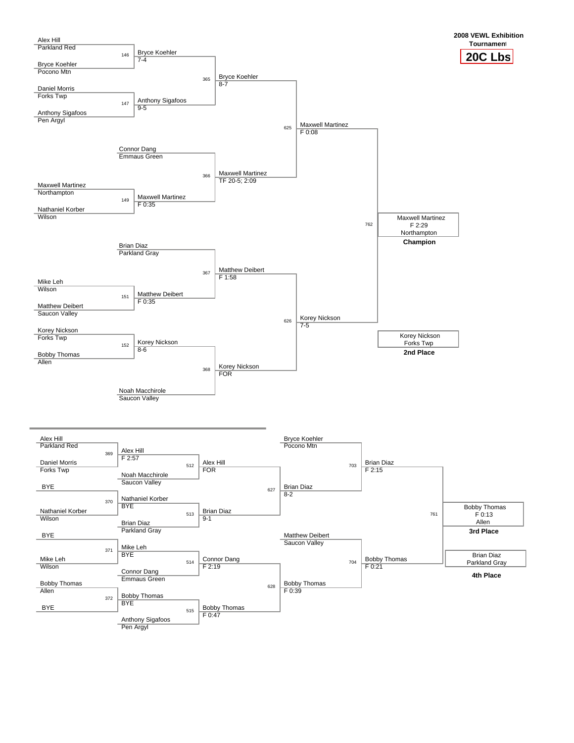**2008 VEWL Exhibition Tournament**

**20C Lbs**

## Championship Bracket

| Bout | Wrestler 1 | Wrestler 2 | Winner | Result |
|---|---|---|---|---|
| 146 | Alex Hill (Parkland Red) | Bryce Koehler (Pocono Mtn) | Bryce Koehler | 7-4 |
| 147 | Daniel Morris (Forks Twp) | Anthony Sigafoos (Pen Argyl) | Anthony Sigafoos | 9-5 |
| 149 | Maxwell Martinez (Northampton) | Nathaniel Korber (Wilson) | Maxwell Martinez | F 0:35 |
| 151 | Mike Leh (Wilson) | Matthew Deibert (Saucon Valley) | Matthew Deibert | F 0:35 |
| 152 | Korey Nickson (Forks Twp) | Bobby Thomas (Allen) | Korey Nickson | 8-6 |
| 365 | Bryce Koehler | Anthony Sigafoos | Bryce Koehler | 8-7 |
| 366 | Connor Dang (Emmaus Green) | Maxwell Martinez | Maxwell Martinez | TF 20-5; 2:09 |
| 367 | Brian Diaz (Parkland Gray) | Matthew Deibert | Matthew Deibert | F 1:58 |
| 368 | Korey Nickson | Noah Macchirole (Saucon Valley) | Korey Nickson | FOR |
| 625 | Bryce Koehler | Maxwell Martinez | Maxwell Martinez | F 0:08 |
| 626 | Matthew Deibert | Korey Nickson | Korey Nickson | 7-5 |
| 762 | Maxwell Martinez | Korey Nickson | Maxwell Martinez | F 2:29 |

**Champion:** Maxwell Martinez, Northampton (F 2:29)

**2nd Place:** Korey Nickson, Forks Twp

## Consolation Bracket

| Bout | Wrestler 1 | Wrestler 2 | Winner | Result |
|---|---|---|---|---|
| 369 | Alex Hill (Parkland Red) | Daniel Morris (Forks Twp) | Alex Hill | F 2:57 |
| 370 | BYE | Nathaniel Korber (Wilson) | Nathaniel Korber | BYE |
| 371 | BYE | Mike Leh (Wilson) | Mike Leh | BYE |
| 372 | Bobby Thomas (Allen) | BYE | Bobby Thomas | BYE |
| 512 | Alex Hill | Noah Macchirole (Saucon Valley) | Alex Hill | FOR |
| 513 | Nathaniel Korber | Brian Diaz (Parkland Gray) | Brian Diaz | 9-1 |
| 514 | Mike Leh | Connor Dang (Emmaus Green) | Connor Dang | F 2:19 |
| 515 | Bobby Thomas | Anthony Sigafoos (Pen Argyl) | Bobby Thomas | F 0:47 |
| 627 | Alex Hill | Brian Diaz | Brian Diaz | 8-2 |
| 628 | Connor Dang | Bobby Thomas | Bobby Thomas | F 0:39 |
| 703 | Bryce Koehler (Pocono Mtn) | Brian Diaz | Brian Diaz | F 2:15 |
| 704 | Matthew Deibert (Saucon Valley) | Bobby Thomas | Bobby Thomas | F 0:21 |
| 761 | Brian Diaz | Bobby Thomas | Bobby Thomas | F 0:13 |

**3rd Place:** Bobby Thomas, Allen (F 0:13)

**4th Place:** Brian Diaz, Parkland Gray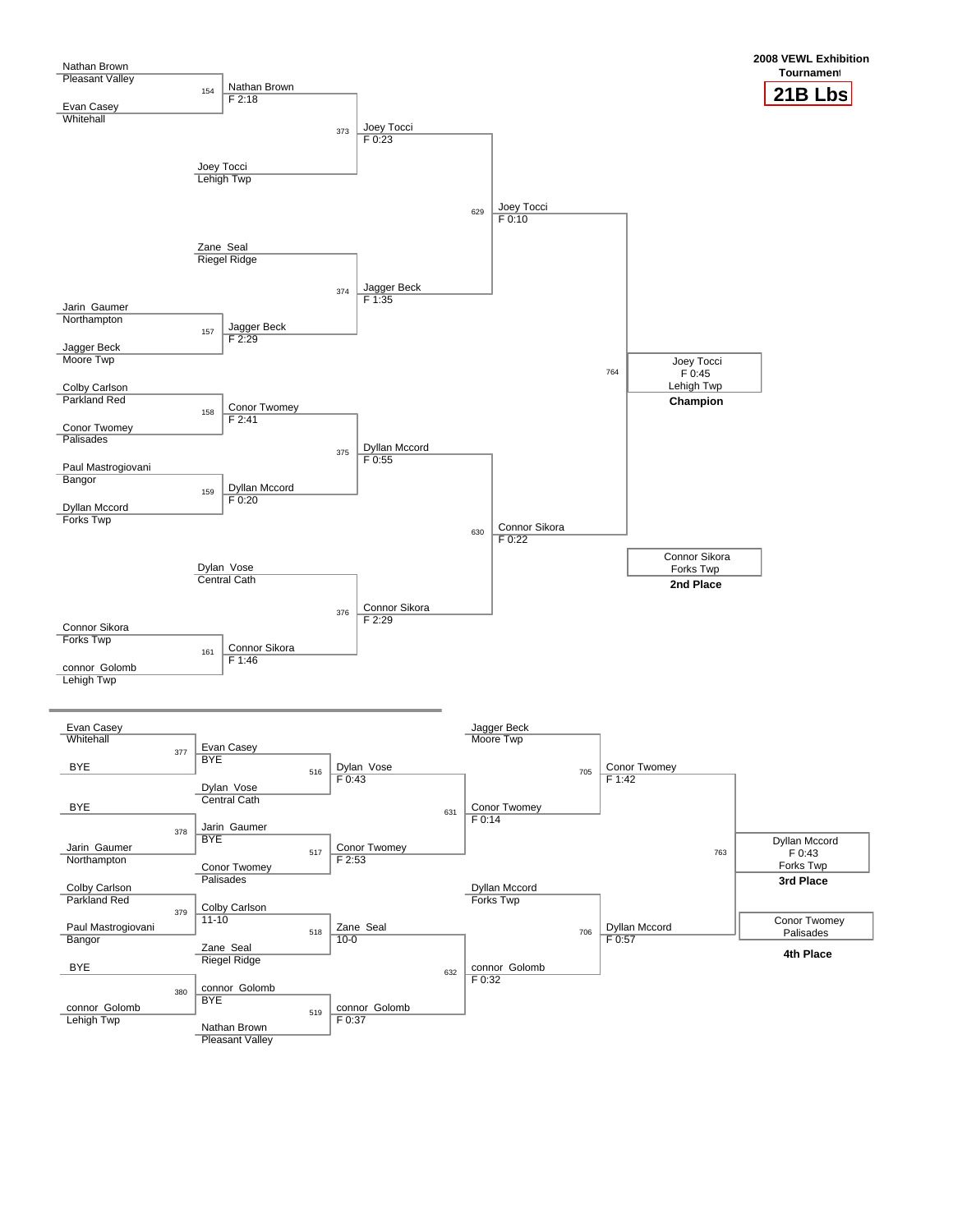**2008 VEWL Exhibition Tournament**

**21B Lbs**

## Championship Bracket

| Bout | Wrestler 1 | Wrestler 2 | Winner | Result |
|---|---|---|---|---|
| 154 | Nathan Brown (Pleasant Valley) | Evan Casey (Whitehall) | Nathan Brown | F 2:18 |
| 157 | Jarin Gaumer (Northampton) | Jagger Beck (Moore Twp) | Jagger Beck | F 2:29 |
| 158 | Colby Carlson (Parkland Red) | Conor Twomey (Palisades) | Conor Twomey | F 2:41 |
| 159 | Paul Mastrogiovani (Bangor) | Dyllan Mccord (Forks Twp) | Dyllan Mccord | F 0:20 |
| 161 | Connor Sikora (Forks Twp) | connor Golomb (Lehigh Twp) | Connor Sikora | F 1:46 |
| 373 | Nathan Brown | Joey Tocci (Lehigh Twp) | Joey Tocci | F 0:23 |
| 374 | Zane Seal (Riegel Ridge) | Jagger Beck | Jagger Beck | F 1:35 |
| 375 | Conor Twomey | Dyllan Mccord | Dyllan Mccord | F 0:55 |
| 376 | Dylan Vose (Central Cath) | Connor Sikora | Connor Sikora | F 2:29 |
| 629 | Joey Tocci | Jagger Beck | Joey Tocci | F 0:10 |
| 630 | Dyllan Mccord | Connor Sikora | Connor Sikora | F 0:22 |
| 764 | Joey Tocci | Connor Sikora | Joey Tocci | F 0:45 |

**Champion:** Joey Tocci, Lehigh Twp — F 0:45

**2nd Place:** Connor Sikora, Forks Twp

## Consolation Bracket

| Bout | Wrestler 1 | Wrestler 2 | Winner | Result |
|---|---|---|---|---|
| 377 | Evan Casey (Whitehall) | BYE | Evan Casey | BYE |
| 378 | BYE | Jarin Gaumer (Northampton) | Jarin Gaumer | BYE |
| 379 | Colby Carlson (Parkland Red) | Paul Mastrogiovani (Bangor) | Colby Carlson | 11-10 |
| 380 | BYE | connor Golomb (Lehigh Twp) | connor Golomb | BYE |
| 516 | Evan Casey | Dylan Vose (Central Cath) | Dylan Vose | F 0:43 |
| 517 | Jarin Gaumer | Conor Twomey (Palisades) | Conor Twomey | F 2:53 |
| 518 | Colby Carlson | Zane Seal (Riegel Ridge) | Zane Seal | 10-0 |
| 519 | connor Golomb | Nathan Brown (Pleasant Valley) | connor Golomb | F 0:37 |
| 631 | Dylan Vose | Conor Twomey | Conor Twomey | F 0:14 |
| 632 | Zane Seal | connor Golomb | connor Golomb | F 0:32 |
| 705 | Jagger Beck (Moore Twp) | Conor Twomey | Conor Twomey | F 1:42 |
| 706 | Dyllan Mccord (Forks Twp) | connor Golomb | Dyllan Mccord | F 0:57 |
| 763 | Conor Twomey | Dyllan Mccord | Dyllan Mccord | F 0:43 |

**3rd Place:** Dyllan Mccord, Forks Twp — F 0:43

**4th Place:** Conor Twomey, Palisades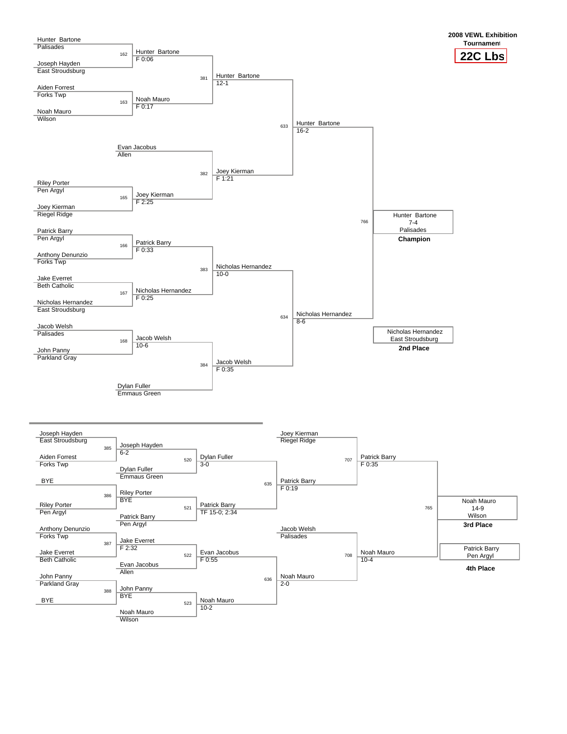# 2008 VEWL Exhibition Tournament

## 22C Lbs

### Championship Bracket

**First Round**

| Bout | Wrestler 1 | Wrestler 2 | Winner | Result |
|---|---|---|---|---|
| 162 | Hunter Bartone (Palisades) | Joseph Hayden (East Stroudsburg) | Hunter Bartone | F 0:06 |
| 163 | Aiden Forrest (Forks Twp) | Noah Mauro (Wilson) | Noah Mauro | F 0:17 |
| 165 | Riley Porter (Pen Argyl) | Joey Kierman (Riegel Ridge) | Joey Kierman | F 2:25 |
| 166 | Patrick Barry (Pen Argyl) | Anthony Denunzio (Forks Twp) | Patrick Barry | F 0:33 |
| 167 | Jake Everett (Beth Catholic) | Nicholas Hernandez (East Stroudsburg) | Nicholas Hernandez | F 0:25 |
| 168 | Jacob Welsh (Palisades) | John Panny (Parkland Gray) | Jacob Welsh | 10-6 |

**Quarterfinals**

| Bout | Wrestler 1 | Wrestler 2 | Winner | Result |
|---|---|---|---|---|
| 381 | Hunter Bartone | Noah Mauro | Hunter Bartone | 12-1 |
| 382 | Evan Jacobus (Allen) | Joey Kierman | Joey Kierman | F 1:21 |
| 383 | Patrick Barry | Nicholas Hernandez | Nicholas Hernandez | 10-0 |
| 384 | Jacob Welsh | Dylan Fuller (Emmaus Green) | Jacob Welsh | F 0:35 |

**Semifinals**

| Bout | Wrestler 1 | Wrestler 2 | Winner | Result |
|---|---|---|---|---|
| 633 | Hunter Bartone | Joey Kierman | Hunter Bartone | 16-2 |
| 634 | Nicholas Hernandez | Jacob Welsh | Nicholas Hernandez | 8-6 |

**Final**

| Bout | Wrestler 1 | Wrestler 2 | Winner | Result |
|---|---|---|---|---|
| 766 | Hunter Bartone | Nicholas Hernandez | Hunter Bartone | 7-4 |

**Champion:** Hunter Bartone, Palisades (7-4)

**2nd Place:** Nicholas Hernandez, East Stroudsburg

### Consolation Bracket

| Bout | Wrestler 1 | Wrestler 2 | Winner | Result |
|---|---|---|---|---|
| 385 | Joseph Hayden (East Stroudsburg) | Aiden Forrest (Forks Twp) | Joseph Hayden | 6-2 |
| 386 | BYE | Riley Porter (Pen Argyl) | Riley Porter | BYE |
| 387 | Anthony Denunzio (Forks Twp) | Jake Everett (Beth Catholic) | Jake Everett | F 2:32 |
| 388 | John Panny (Parkland Gray) | BYE | John Panny | BYE |
| 520 | Joseph Hayden | Dylan Fuller (Emmaus Green) | Dylan Fuller | 3-0 |
| 521 | Riley Porter | Patrick Barry (Pen Argyl) | Patrick Barry | TF 15-0; 2:34 |
| 522 | Jake Everett | Evan Jacobus (Allen) | Evan Jacobus | F 0:55 |
| 523 | John Panny | Noah Mauro (Wilson) | Noah Mauro | 10-2 |
| 635 | Dylan Fuller | Patrick Barry | Patrick Barry | F 0:19 |
| 636 | Evan Jacobus | Noah Mauro | Noah Mauro | 2-0 |
| 707 | Joey Kierman (Riegel Ridge) | Patrick Barry | Patrick Barry | F 0:35 |
| 708 | Jacob Welsh (Palisades) | Noah Mauro | Noah Mauro | 10-4 |
| 765 | Patrick Barry | Noah Mauro | Noah Mauro | 14-9 |

**3rd Place:** Noah Mauro, Wilson (14-9)

**4th Place:** Patrick Barry, Pen Argyl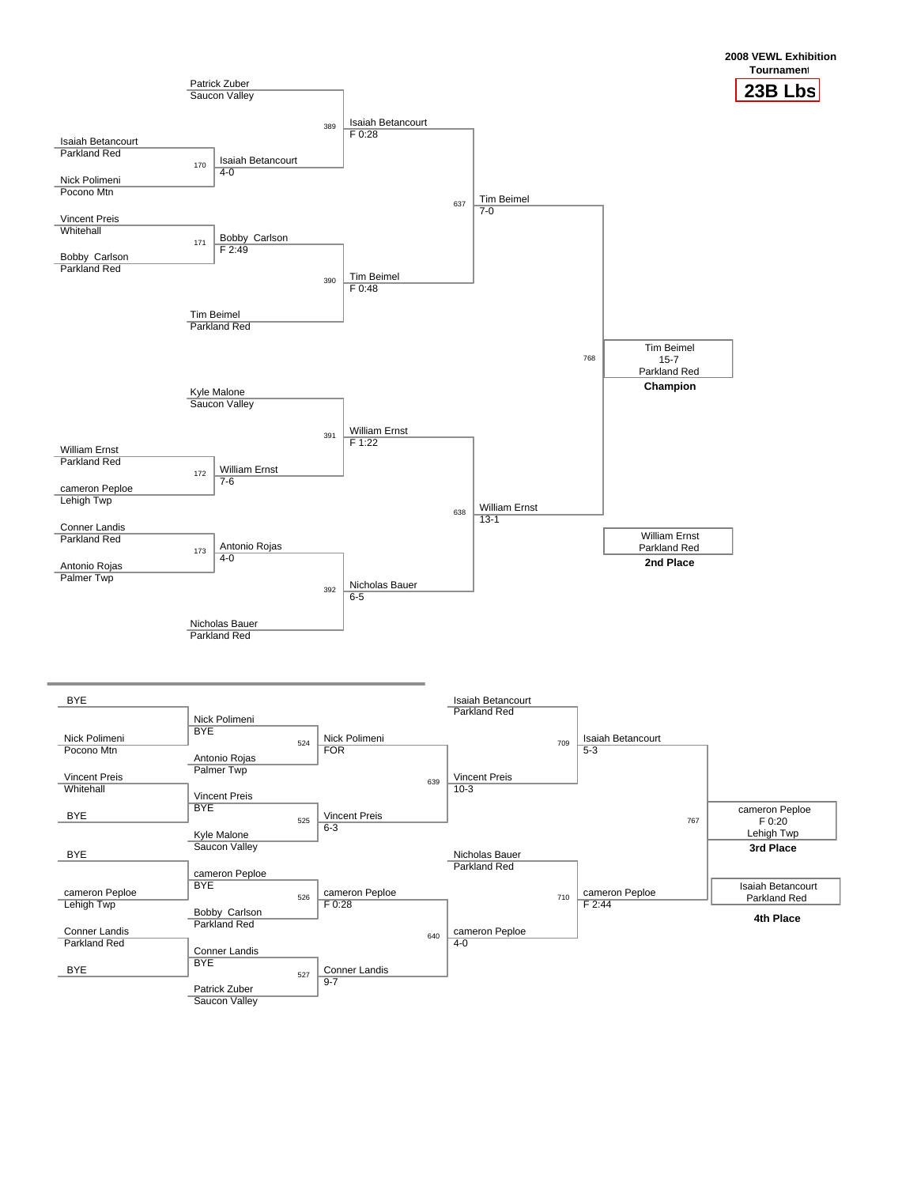**2008 VEWL Exhibition Tournament**

# 23B Lbs

## Championship Bracket

**First Round**

| Bout | Wrestler 1 | Wrestler 2 | Winner | Result |
|---|---|---|---|---|
| 170 | Isaiah Betancourt (Parkland Red) | Nick Polimeni (Pocono Mtn) | Isaiah Betancourt | 4-0 |
| 171 | Vincent Preis (Whitehall) | Bobby Carlson (Parkland Red) | Bobby Carlson | F 2:49 |
| 172 | William Ernst (Parkland Red) | cameron Peploe (Lehigh Twp) | William Ernst | 7-6 |
| 173 | Conner Landis (Parkland Red) | Antonio Rojas (Palmer Twp) | Antonio Rojas | 4-0 |

**Quarterfinals**

| Bout | Wrestler 1 | Wrestler 2 | Winner | Result |
|---|---|---|---|---|
| 389 | Patrick Zuber (Saucon Valley) | Isaiah Betancourt | Isaiah Betancourt | F 0:28 |
| 390 | Bobby Carlson | Tim Beimel (Parkland Red) | Tim Beimel | F 0:48 |
| 391 | Kyle Malone (Saucon Valley) | William Ernst | William Ernst | F 1:22 |
| 392 | Antonio Rojas | Nicholas Bauer (Parkland Red) | Nicholas Bauer | 6-5 |

**Semifinals**

| Bout | Wrestler 1 | Wrestler 2 | Winner | Result |
|---|---|---|---|---|
| 637 | Isaiah Betancourt | Tim Beimel | Tim Beimel | 7-0 |
| 638 | William Ernst | Nicholas Bauer | William Ernst | 13-1 |

**Final**

| Bout | Wrestler 1 | Wrestler 2 | Winner | Result |
|---|---|---|---|---|
| 768 | Tim Beimel | William Ernst | Tim Beimel | 15-7 |

**Champion:** Tim Beimel, 15-7, Parkland Red

**2nd Place:** William Ernst, Parkland Red

## Consolation Bracket

**First Round**

| Wrestler 1 | Wrestler 2 | Winner | Result |
|---|---|---|---|
| BYE | Nick Polimeni (Pocono Mtn) | Nick Polimeni | BYE |
| Vincent Preis (Whitehall) | BYE | Vincent Preis | BYE |
| BYE | cameron Peploe (Lehigh Twp) | cameron Peploe | BYE |
| Conner Landis (Parkland Red) | BYE | Conner Landis | BYE |

**Second Round**

| Bout | Wrestler 1 | Wrestler 2 | Winner | Result |
|---|---|---|---|---|
| 524 | Nick Polimeni | Antonio Rojas (Palmer Twp) | Nick Polimeni | FOR |
| 525 | Vincent Preis | Kyle Malone (Saucon Valley) | Vincent Preis | 6-3 |
| 526 | cameron Peploe | Bobby Carlson (Parkland Red) | cameron Peploe | F 0:28 |
| 527 | Conner Landis | Patrick Zuber (Saucon Valley) | Conner Landis | 9-7 |

**Third Round**

| Bout | Wrestler 1 | Wrestler 2 | Winner | Result |
|---|---|---|---|---|
| 639 | Nick Polimeni | Vincent Preis | Vincent Preis | 10-3 |
| 640 | cameron Peploe | Conner Landis | cameron Peploe | 4-0 |

**Consolation Semifinals**

| Bout | Wrestler 1 | Wrestler 2 | Winner | Result |
|---|---|---|---|---|
| 709 | Isaiah Betancourt (Parkland Red) | Vincent Preis | Isaiah Betancourt | 5-3 |
| 710 | Nicholas Bauer (Parkland Red) | cameron Peploe | cameron Peploe | F 2:44 |

**3rd Place Match**

| Bout | Wrestler 1 | Wrestler 2 | Winner | Result |
|---|---|---|---|---|
| 767 | Isaiah Betancourt | cameron Peploe | cameron Peploe | F 0:20 |

**3rd Place:** cameron Peploe, F 0:20, Lehigh Twp

**4th Place:** Isaiah Betancourt, Parkland Red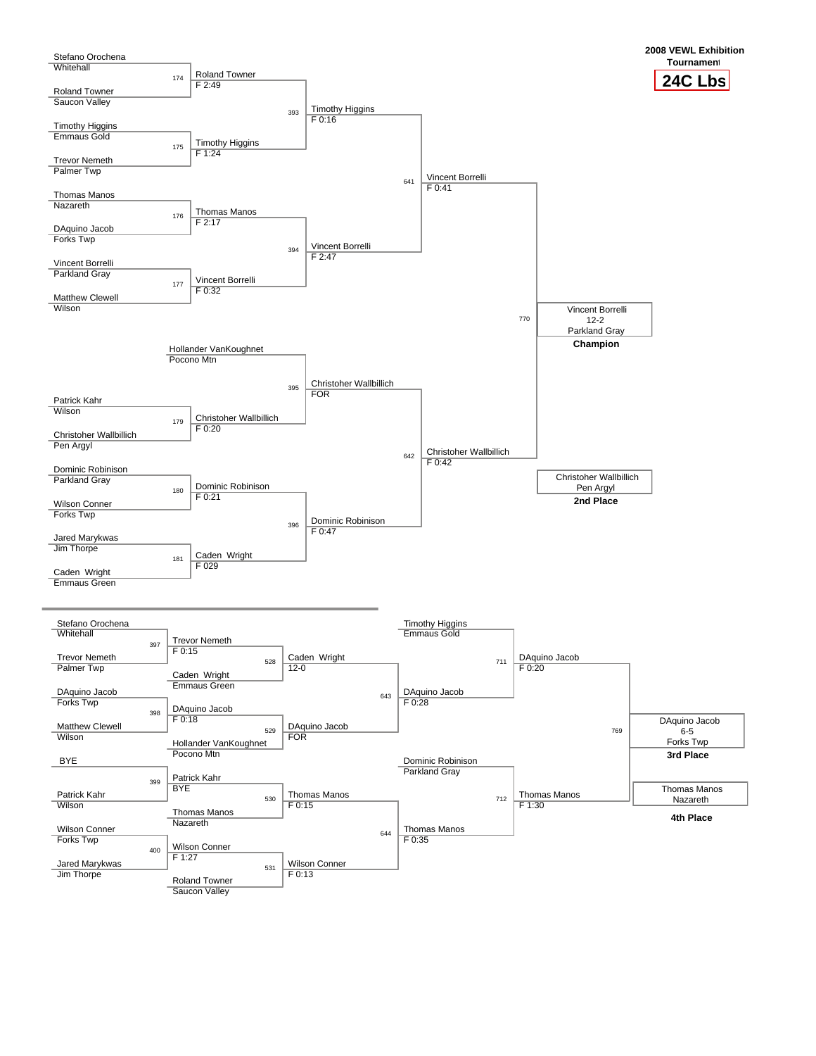**2008 VEWL Exhibition Tournament**

## 24C Lbs

### Championship Bracket

| Bout | Wrestler 1 | Wrestler 2 | Winner | Result |
|---|---|---|---|---|
| 174 | Stefano Orochena (Whitehall) | Roland Towner (Saucon Valley) | Roland Towner | F 2:49 |
| 175 | Timothy Higgins (Emmaus Gold) | Trevor Nemeth (Palmer Twp) | Timothy Higgins | F 1:24 |
| 176 | Thomas Manos (Nazareth) | DAquino Jacob (Forks Twp) | Thomas Manos | F 2:17 |
| 177 | Vincent Borrelli (Parkland Gray) | Matthew Clewell (Wilson) | Vincent Borrelli | F 0:32 |
| 179 | Patrick Kahr (Wilson) | Christoher Wallbillich (Pen Argyl) | Christoher Wallbillich | F 0:20 |
| 180 | Dominic Robinison (Parkland Gray) | Wilson Conner (Forks Twp) | Dominic Robinison | F 0:21 |
| 181 | Jared Marykwas (Jim Thorpe) | Caden Wright (Emmaus Green) | Caden Wright | F 029 |
| 393 | Roland Towner | Timothy Higgins | Timothy Higgins | F 0:16 |
| 394 | Thomas Manos | Vincent Borrelli | Vincent Borrelli | F 2:47 |
| 395 | Hollander VanKoughnet (Pocono Mtn) | Christoher Wallbillich | Christoher Wallbillich | FOR |
| 396 | Dominic Robinison | Caden Wright | Dominic Robinison | F 0:47 |
| 641 | Timothy Higgins | Vincent Borrelli | Vincent Borrelli | F 0:41 |
| 642 | Christoher Wallbillich | Dominic Robinison | Christoher Wallbillich | F 0:42 |
| 770 | Vincent Borrelli | Christoher Wallbillich | Vincent Borrelli | 12-2 |

**Champion:** Vincent Borrelli, Parkland Gray (12-2)

**2nd Place:** Christoher Wallbillich, Pen Argyl

### Consolation Bracket

| Bout | Wrestler 1 | Wrestler 2 | Winner | Result |
|---|---|---|---|---|
| 397 | Stefano Orochena (Whitehall) | Trevor Nemeth (Palmer Twp) | Trevor Nemeth | F 0:15 |
| 398 | DAquino Jacob (Forks Twp) | Matthew Clewell (Wilson) | DAquino Jacob | F 0:18 |
| 399 | BYE | Patrick Kahr (Wilson) | Patrick Kahr | BYE |
| 400 | Wilson Conner (Forks Twp) | Jared Marykwas (Jim Thorpe) | Wilson Conner | F 1:27 |
| 528 | Trevor Nemeth | Caden Wright (Emmaus Green) | Caden Wright | 12-0 |
| 529 | DAquino Jacob | Hollander VanKoughnet (Pocono Mtn) | DAquino Jacob | FOR |
| 530 | Patrick Kahr | Thomas Manos (Nazareth) | Thomas Manos | F 0:15 |
| 531 | Wilson Conner | Roland Towner (Saucon Valley) | Wilson Conner | F 0:13 |
| 643 | Caden Wright | DAquino Jacob | DAquino Jacob | F 0:28 |
| 644 | Thomas Manos | Wilson Conner | Thomas Manos | F 0:35 |
| 711 | Timothy Higgins (Emmaus Gold) | DAquino Jacob | DAquino Jacob | F 0:20 |
| 712 | Dominic Robinison (Parkland Gray) | Thomas Manos | Thomas Manos | F 1:30 |
| 769 | DAquino Jacob | Thomas Manos | DAquino Jacob | 6-5 |

**3rd Place:** DAquino Jacob, Forks Twp (6-5)

**4th Place:** Thomas Manos, Nazareth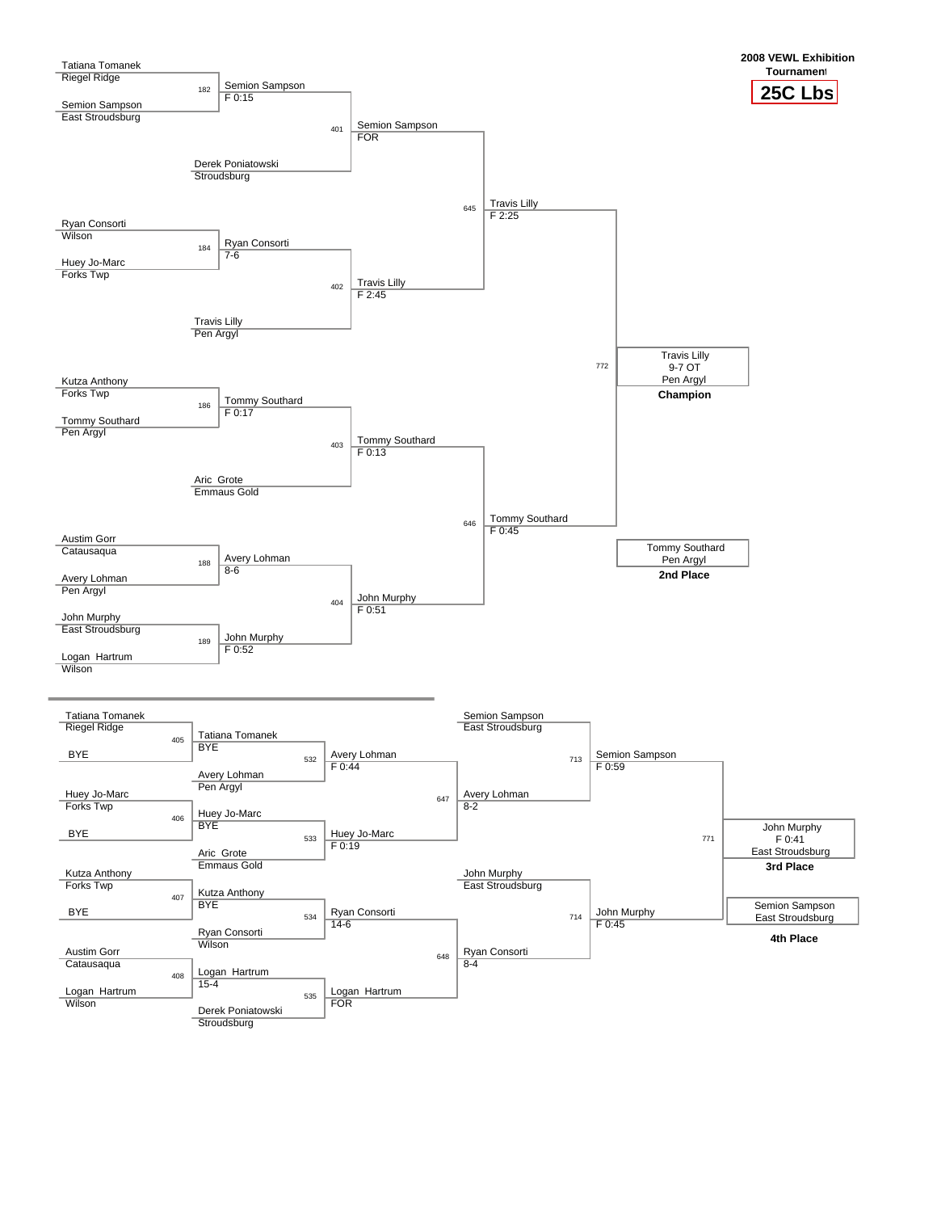**2008 VEWL Exhibition Tournament**

**25C Lbs**

## Championship Bracket

| Match | Wrestler 1 | Wrestler 2 | Winner | Result |
|---|---|---|---|---|
| 182 | Tatiana Tomanek (Riegel Ridge) | Semion Sampson (East Stroudsburg) | Semion Sampson | F 0:15 |
| 184 | Ryan Consorti (Wilson) | Huey Jo-Marc (Forks Twp) | Ryan Consorti | 7-6 |
| 186 | Kutza Anthony (Forks Twp) | Tommy Southard (Pen Argyl) | Tommy Southard | F 0:17 |
| 188 | Austim Gorr (Catausaqua) | Avery Lohman (Pen Argyl) | Avery Lohman | 8-6 |
| 189 | John Murphy (East Stroudsburg) | Logan Hartrum (Wilson) | John Murphy | F 0:52 |
| 401 | Semion Sampson | Derek Poniatowski (Stroudsburg) | Semion Sampson | FOR |
| 402 | Ryan Consorti | Travis Lilly (Pen Argyl) | Travis Lilly | F 2:45 |
| 403 | Tommy Southard | Aric Grote (Emmaus Gold) | Tommy Southard | F 0:13 |
| 404 | Avery Lohman | John Murphy | John Murphy | F 0:51 |
| 645 | Semion Sampson | Travis Lilly | Travis Lilly | F 2:25 |
| 646 | Tommy Southard | John Murphy | Tommy Southard | F 0:45 |
| 772 | Travis Lilly | Tommy Southard | Travis Lilly | 9-7 OT |

**Champion:** Travis Lilly, Pen Argyl (9-7 OT)

**2nd Place:** Tommy Southard, Pen Argyl

## Consolation Bracket

| Match | Wrestler 1 | Wrestler 2 | Winner | Result |
|---|---|---|---|---|
| 405 | Tatiana Tomanek (Riegel Ridge) | BYE | Tatiana Tomanek | BYE |
| 406 | Huey Jo-Marc (Forks Twp) | BYE | Huey Jo-Marc | BYE |
| 407 | Kutza Anthony (Forks Twp) | BYE | Kutza Anthony | BYE |
| 408 | Austim Gorr (Catausaqua) | Logan Hartrum (Wilson) | Logan Hartrum | 15-4 |
| 532 | Tatiana Tomanek | Avery Lohman (Pen Argyl) | Avery Lohman | F 0:44 |
| 533 | Huey Jo-Marc | Aric Grote (Emmaus Gold) | Huey Jo-Marc | F 0:19 |
| 534 | Kutza Anthony | Ryan Consorti (Wilson) | Ryan Consorti | 14-6 |
| 535 | Logan Hartrum | Derek Poniatowski (Stroudsburg) | Logan Hartrum | FOR |
| 647 | Avery Lohman | Huey Jo-Marc | Avery Lohman | 8-2 |
| 648 | Ryan Consorti | Logan Hartrum | Ryan Consorti | 8-4 |
| 713 | Semion Sampson (East Stroudsburg) | Avery Lohman | Semion Sampson | F 0:59 |
| 714 | John Murphy (East Stroudsburg) | Ryan Consorti | John Murphy | F 0:45 |
| 771 | Semion Sampson | John Murphy | John Murphy | F 0:41 |

**3rd Place:** John Murphy, East Stroudsburg (F 0:41)

**4th Place:** Semion Sampson, East Stroudsburg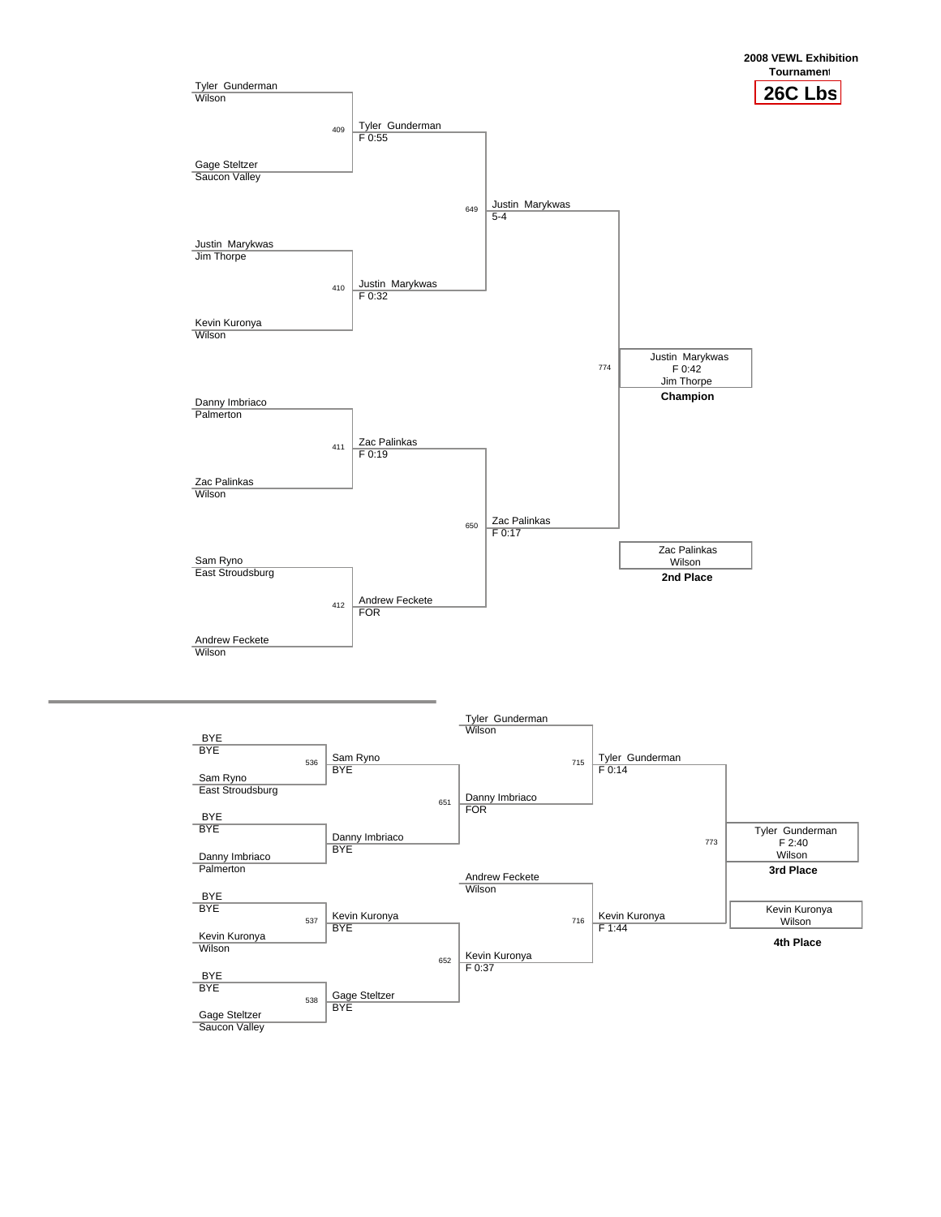**2008 VEWL Exhibition Tournament**

## 26C Lbs

### Championship Bracket

| Bout | Wrestler 1 | Wrestler 2 | Winner | Result |
|---|---|---|---|---|
| 409 | Tyler Gunderman (Wilson) | Gage Steltzer (Saucon Valley) | Tyler Gunderman | F 0:55 |
| 410 | Justin Marykwas (Jim Thorpe) | Kevin Kuronya (Wilson) | Justin Marykwas | F 0:32 |
| 411 | Danny Imbriaco (Palmerton) | Zac Palinkas (Wilson) | Zac Palinkas | F 0:19 |
| 412 | Sam Ryno (East Stroudsburg) | Andrew Feckete (Wilson) | Andrew Feckete | FOR |
| 649 | Tyler Gunderman | Justin Marykwas | Justin Marykwas | 5-4 |
| 650 | Zac Palinkas | Andrew Feckete | Zac Palinkas | F 0:17 |
| 774 | Justin Marykwas | Zac Palinkas | Justin Marykwas | F 0:42 |

**Champion:** Justin Marykwas, Jim Thorpe (F 0:42)

**2nd Place:** Zac Palinkas, Wilson

### Consolation Bracket

| Bout | Wrestler 1 | Wrestler 2 | Winner | Result |
|---|---|---|---|---|
| 536 | BYE | Sam Ryno (East Stroudsburg) | Sam Ryno | BYE |
| | BYE | Danny Imbriaco (Palmerton) | Danny Imbriaco | BYE |
| 537 | BYE | Kevin Kuronya (Wilson) | Kevin Kuronya | BYE |
| 538 | BYE | Gage Steltzer (Saucon Valley) | Gage Steltzer | BYE |
| 651 | Sam Ryno | Danny Imbriaco | Danny Imbriaco | FOR |
| 652 | Kevin Kuronya | Gage Steltzer | Kevin Kuronya | F 0:37 |
| 715 | Tyler Gunderman (Wilson) | Danny Imbriaco | Tyler Gunderman | F 0:14 |
| 716 | Andrew Feckete (Wilson) | Kevin Kuronya | Kevin Kuronya | F 1:44 |
| 773 | Tyler Gunderman | Kevin Kuronya | Tyler Gunderman | F 2:40 |

**3rd Place:** Tyler Gunderman, Wilson (F 2:40)

**4th Place:** Kevin Kuronya, Wilson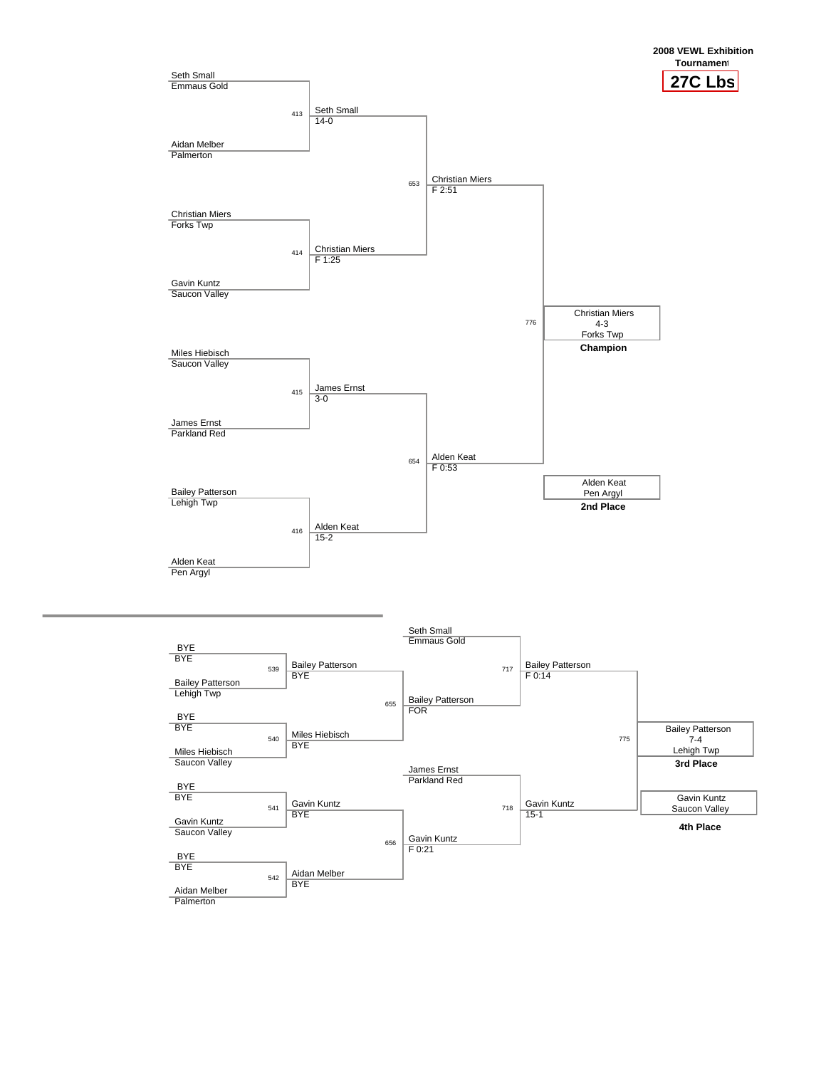**2008 VEWL Exhibition Tournament**

# 27C Lbs

## Championship Bracket

| Match | Wrestler 1 | Wrestler 2 | Winner | Result |
|---|---|---|---|---|
| 413 | Seth Small (Emmaus Gold) | Aidan Melber (Palmerton) | Seth Small | 14-0 |
| 414 | Christian Miers (Forks Twp) | Gavin Kuntz (Saucon Valley) | Christian Miers | F 1:25 |
| 415 | Miles Hiebisch (Saucon Valley) | James Ernst (Parkland Red) | James Ernst | 3-0 |
| 416 | Bailey Patterson (Lehigh Twp) | Alden Keat (Pen Argyl) | Alden Keat | 15-2 |
| 653 | Seth Small | Christian Miers | Christian Miers | F 2:51 |
| 654 | James Ernst | Alden Keat | Alden Keat | F 0:53 |
| 776 | Christian Miers | Alden Keat | Christian Miers | 4-3 |

**Champion:** Christian Miers, 4-3, Forks Twp

**2nd Place:** Alden Keat, Pen Argyl

## Consolation Bracket

| Match | Wrestler 1 | Wrestler 2 | Winner | Result |
|---|---|---|---|---|
| 539 | BYE | Bailey Patterson (Lehigh Twp) | Bailey Patterson | BYE |
| 540 | BYE | Miles Hiebisch (Saucon Valley) | Miles Hiebisch | BYE |
| 541 | BYE | Gavin Kuntz (Saucon Valley) | Gavin Kuntz | BYE |
| 542 | BYE | Aidan Melber (Palmerton) | Aidan Melber | BYE |
| 655 | Bailey Patterson | Miles Hiebisch | Bailey Patterson | FOR |
| 656 | Gavin Kuntz | Aidan Melber | Gavin Kuntz | F 0:21 |
| 717 | Seth Small (Emmaus Gold) | Bailey Patterson | Bailey Patterson | F 0:14 |
| 718 | James Ernst (Parkland Red) | Gavin Kuntz | Gavin Kuntz | 15-1 |
| 775 | Bailey Patterson | Gavin Kuntz | Bailey Patterson | 7-4 |

**3rd Place:** Bailey Patterson, 7-4, Lehigh Twp

**4th Place:** Gavin Kuntz, Saucon Valley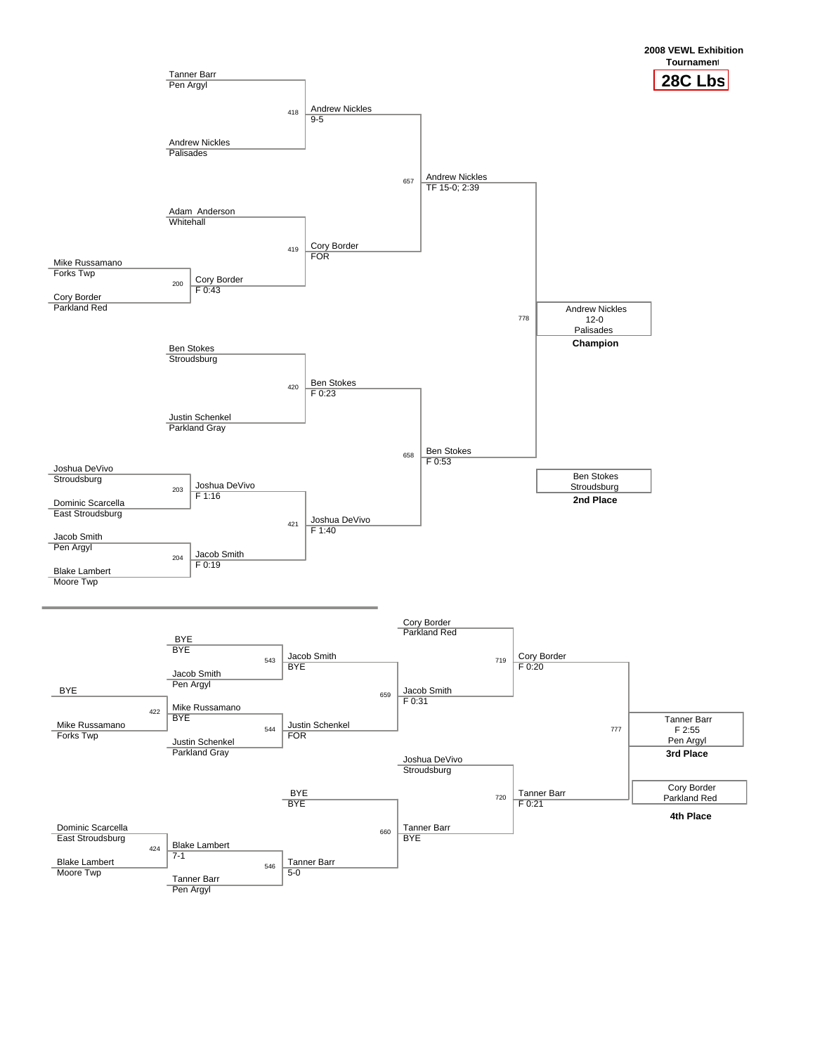**2008 VEWL Exhibition Tournament**

# 28C Lbs

## Championship Bracket

| Bout | Wrestler 1 | Team 1 | Wrestler 2 | Team 2 | Winner | Result |
|---|---|---|---|---|---|---|
| 200 | Mike Russamano | Forks Twp | Cory Border | Parkland Red | Cory Border | F 0:43 |
| 203 | Joshua DeVivo | Stroudsburg | Dominic Scarcella | East Stroudsburg | Joshua DeVivo | F 1:16 |
| 204 | Jacob Smith | Pen Argyl | Blake Lambert | Moore Twp | Jacob Smith | F 0:19 |
| 418 | Tanner Barr | Pen Argyl | Andrew Nickles | Palisades | Andrew Nickles | 9-5 |
| 419 | Adam Anderson | Whitehall | Cory Border | | Cory Border | FOR |
| 420 | Ben Stokes | Stroudsburg | Justin Schenkel | Parkland Gray | Ben Stokes | F 0:23 |
| 421 | Joshua DeVivo | | Jacob Smith | | Joshua DeVivo | F 1:40 |
| 657 | Andrew Nickles | | Cory Border | | Andrew Nickles | TF 15-0; 2:39 |
| 658 | Ben Stokes | | Joshua DeVivo | | Ben Stokes | F 0:53 |
| 778 | Andrew Nickles | | Ben Stokes | | Andrew Nickles | 12-0 |

**Champion:** Andrew Nickles, Palisades (12-0)

**2nd Place:** Ben Stokes, Stroudsburg

## Consolation Bracket

| Bout | Wrestler 1 | Team 1 | Wrestler 2 | Team 2 | Winner | Result |
|---|---|---|---|---|---|---|
| 422 | BYE | | Mike Russamano | Forks Twp | Mike Russamano | BYE |
| 424 | Dominic Scarcella | East Stroudsburg | Blake Lambert | Moore Twp | Blake Lambert | 7-1 |
| 543 | BYE | BYE | Jacob Smith | Pen Argyl | Jacob Smith | BYE |
| 544 | Mike Russamano | | Justin Schenkel | Parkland Gray | Justin Schenkel | FOR |
| 546 | Blake Lambert | | Tanner Barr | Pen Argyl | Tanner Barr | 5-0 |
| 659 | Jacob Smith | | Justin Schenkel | | Jacob Smith | F 0:31 |
| 660 | BYE | BYE | Tanner Barr | | Tanner Barr | BYE |
| 719 | Cory Border | Parkland Red | Jacob Smith | | Cory Border | F 0:20 |
| 720 | Joshua DeVivo | Stroudsburg | Tanner Barr | | Tanner Barr | F 0:21 |
| 777 | Cory Border | | Tanner Barr | | Tanner Barr | F 2:55 |

**3rd Place:** Tanner Barr, Pen Argyl (F 2:55)

**4th Place:** Cory Border, Parkland Red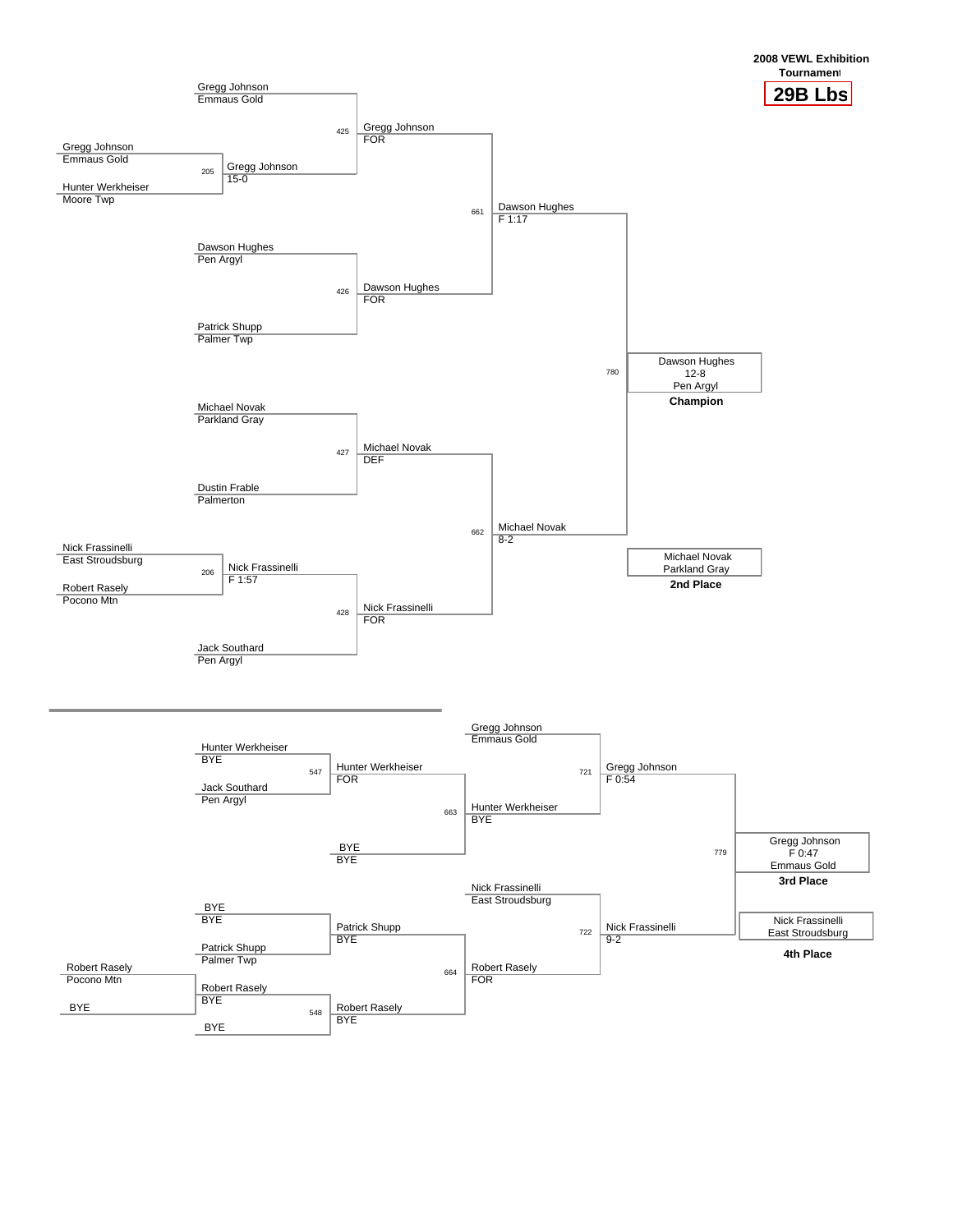**2008 VEWL Exhibition Tournament**

# 29B Lbs

## Championship Bracket

| Bout | Wrestler 1 | Wrestler 2 | Winner | Result |
|---|---|---|---|---|
| 205 | Gregg Johnson (Emmaus Gold) | Hunter Werkheiser (Moore Twp) | Gregg Johnson | 15-0 |
| 425 | Gregg Johnson (Emmaus Gold) | Gregg Johnson | Gregg Johnson | FOR |
| 426 | Dawson Hughes (Pen Argyl) | Patrick Shupp (Palmer Twp) | Dawson Hughes | FOR |
| 427 | Michael Novak (Parkland Gray) | Dustin Frable (Palmerton) | Michael Novak | DEF |
| 206 | Nick Frassinelli (East Stroudsburg) | Robert Rasely (Pocono Mtn) | Nick Frassinelli | F 1:57 |
| 428 | Nick Frassinelli | Jack Southard (Pen Argyl) | Nick Frassinelli | FOR |
| 661 | Gregg Johnson | Dawson Hughes | Dawson Hughes | F 1:17 |
| 662 | Michael Novak | Nick Frassinelli | Michael Novak | 8-2 |
| 780 | Dawson Hughes | Michael Novak | Dawson Hughes | 12-8 |

**Champion:** Dawson Hughes, 12-8, Pen Argyl

**2nd Place:** Michael Novak, Parkland Gray

## Consolation Bracket

| Bout | Wrestler 1 | Wrestler 2 | Winner | Result |
|---|---|---|---|---|
| 547 | Hunter Werkheiser (BYE) | Jack Southard (Pen Argyl) | Hunter Werkheiser | FOR |
| 663 | Hunter Werkheiser | BYE | Hunter Werkheiser | BYE |
| | BYE | Patrick Shupp (Palmer Twp) | Patrick Shupp | BYE |
| | Robert Rasely (Pocono Mtn) | BYE | Robert Rasely | BYE |
| 548 | Robert Rasely | BYE | Robert Rasely | BYE |
| 664 | Patrick Shupp | Robert Rasely | Robert Rasely | FOR |
| 721 | Gregg Johnson (Emmaus Gold) | Hunter Werkheiser | Gregg Johnson | F 0:54 |
| 722 | Nick Frassinelli (East Stroudsburg) | Robert Rasely | Nick Frassinelli | 9-2 |
| 779 | Gregg Johnson | Nick Frassinelli | Gregg Johnson | F 0:47 |

**3rd Place:** Gregg Johnson, F 0:47, Emmaus Gold

**4th Place:** Nick Frassinelli, East Stroudsburg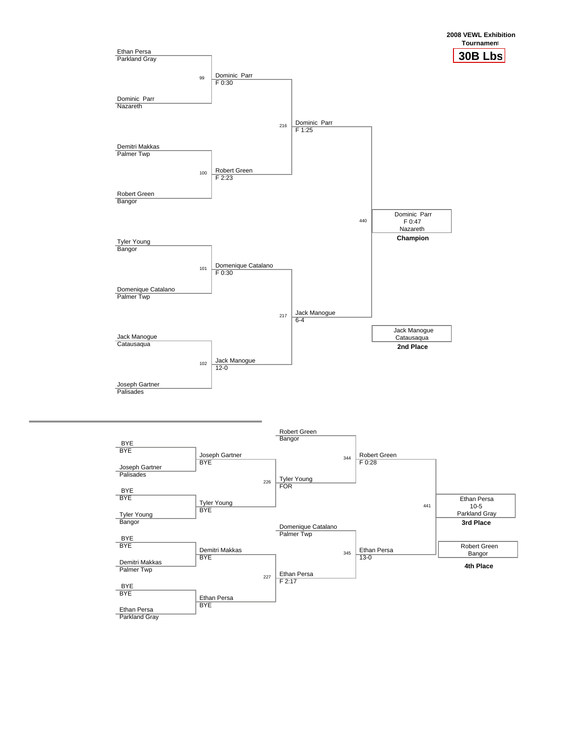**2008 VEWL Exhibition Tournament**

**30B Lbs**

## Championship Bracket

| Bout | Wrestler 1 | Wrestler 2 | Winner | Result |
|---|---|---|---|---|
| 99 | Ethan Persa (Parkland Gray) | Dominic Parr (Nazareth) | Dominic Parr | F 0:30 |
| 100 | Demitri Makkas (Palmer Twp) | Robert Green (Bangor) | Robert Green | F 2:23 |
| 101 | Tyler Young (Bangor) | Domenique Catalano (Palmer Twp) | Domenique Catalano | F 0:30 |
| 102 | Jack Manogue (Catausaqua) | Joseph Gartner (Palisades) | Jack Manogue | 12-0 |
| 216 | Dominic Parr | Robert Green | Dominic Parr | F 1:25 |
| 217 | Domenique Catalano | Jack Manogue | Jack Manogue | 6-4 |
| 440 | Dominic Parr | Jack Manogue | Dominic Parr | F 0:47 |

**Champion:** Dominic Parr, F 0:47, Nazareth

**2nd Place:** Jack Manogue, Catausaqua

## Consolation Bracket

| Bout | Wrestler 1 | Wrestler 2 | Winner | Result |
|---|---|---|---|---|
| | BYE | Joseph Gartner (Palisades) | Joseph Gartner | BYE |
| | BYE | Tyler Young (Bangor) | Tyler Young | BYE |
| | BYE | Demitri Makkas (Palmer Twp) | Demitri Makkas | BYE |
| | BYE | Ethan Persa (Parkland Gray) | Ethan Persa | BYE |
| 226 | Joseph Gartner | Tyler Young | Tyler Young | FOR |
| 227 | Demitri Makkas | Ethan Persa | Ethan Persa | F 2:17 |
| 344 | Robert Green (Bangor) | Tyler Young | Robert Green | F 0:28 |
| 345 | Domenique Catalano (Palmer Twp) | Ethan Persa | Ethan Persa | 13-0 |
| 441 | Robert Green | Ethan Persa | Ethan Persa | 10-5 |

**3rd Place:** Ethan Persa, 10-5, Parkland Gray

**4th Place:** Robert Green, Bangor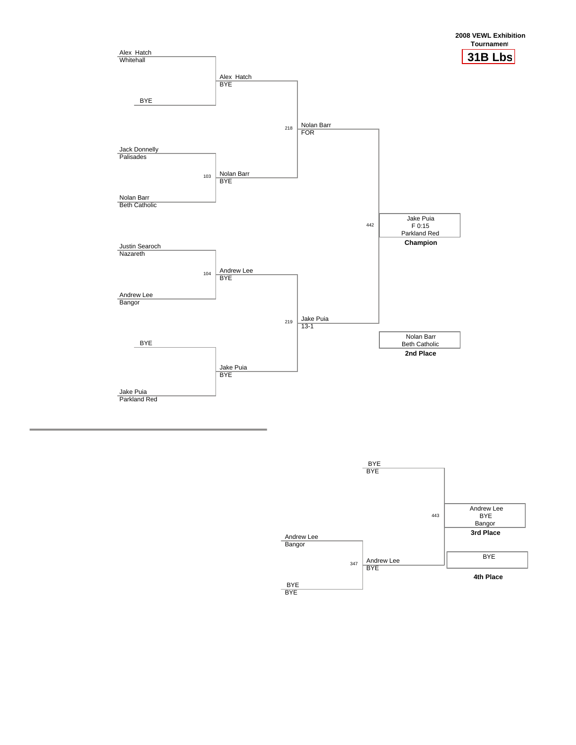**2008 VEWL Exhibition Tournament**

**31B Lbs**

## Championship Bracket

**First Round**

- Alex Hatch (Whitehall) vs. BYE
- Match 103: Jack Donnelly (Palisades) vs. Nolan Barr (Beth Catholic)
- Match 104: Justin Searoch (Nazareth) vs. Andrew Lee (Bangor)
- BYE vs. Jake Puia (Parkland Red)

**Second Round**

- Alex Hatch – BYE
- Nolan Barr – BYE
- Andrew Lee – BYE
- Jake Puia – BYE

**Semifinals**

- Match 218: Nolan Barr – FOR
- Match 219: Jake Puia – 13-1

**Final (Match 442)**

- **Champion:** Jake Puia – F 0:15 – Parkland Red
- **2nd Place:** Nolan Barr – Beth Catholic

## Consolation Bracket

- Match 347: Andrew Lee (Bangor) vs. BYE (BYE) → Andrew Lee – BYE
- BYE – BYE
- Match 443:
  - **3rd Place:** Andrew Lee – BYE – Bangor
  - **4th Place:** BYE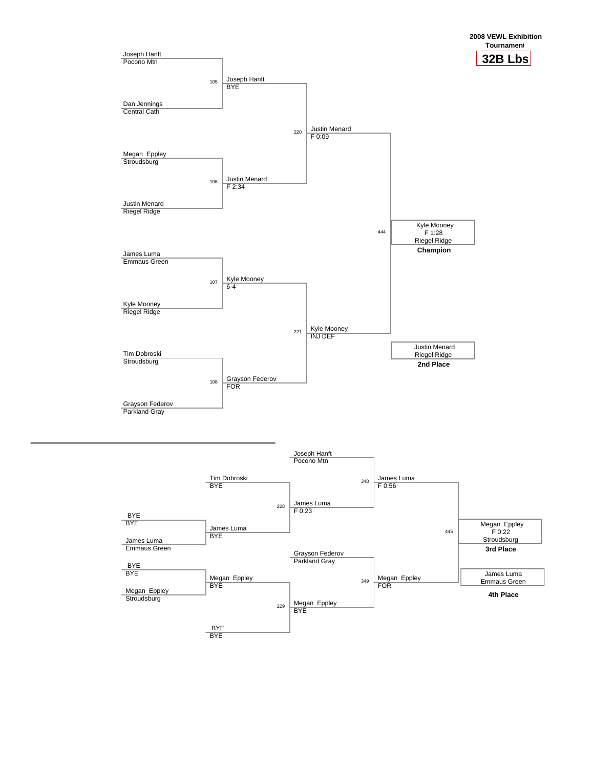**2008 VEWL Exhibition Tournament**

# 32B Lbs

## Championship Bracket

**First Round**

- Joseph Hanft (Pocono Mtn) vs. Dan Jennings (Central Cath) — Bout 105: Joseph Hanft, BYE
- Megan Eppley (Stroudsburg) vs. Justin Menard (Riegel Ridge) — Bout 106: Justin Menard, F 2:34
- James Luma (Emmaus Green) vs. Kyle Mooney (Riegel Ridge) — Bout 107: Kyle Mooney, 6-4
- Tim Dobroski (Stroudsburg) vs. Grayson Federov (Parkland Gray) — Bout 108: Grayson Federov, FOR

**Semifinals**

- Bout 220: Justin Menard, F 0:09
- Bout 221: Kyle Mooney, INJ DEF

**Final**

- Bout 444: Kyle Mooney, F 1:28, Riegel Ridge — **Champion**
- Justin Menard, Riegel Ridge — **2nd Place**

## Consolation Bracket

- BYE (BYE) vs. James Luma (Emmaus Green) — James Luma, BYE
- BYE (BYE) vs. Megan Eppley (Stroudsburg) — Megan Eppley, BYE
- Bout 228: Tim Dobroski (BYE) vs. James Luma (BYE) — James Luma, F 0:23
- Bout 229: Megan Eppley (BYE) vs. BYE (BYE) — Megan Eppley, BYE
- Bout 348: Joseph Hanft (Pocono Mtn) vs. James Luma (F 0:23) — James Luma, F 0:56
- Bout 349: Grayson Federov (Parkland Gray) vs. Megan Eppley (BYE) — Megan Eppley, FOR
- Bout 445: Megan Eppley, F 0:22, Stroudsburg — **3rd Place**
- James Luma, Emmaus Green — **4th Place**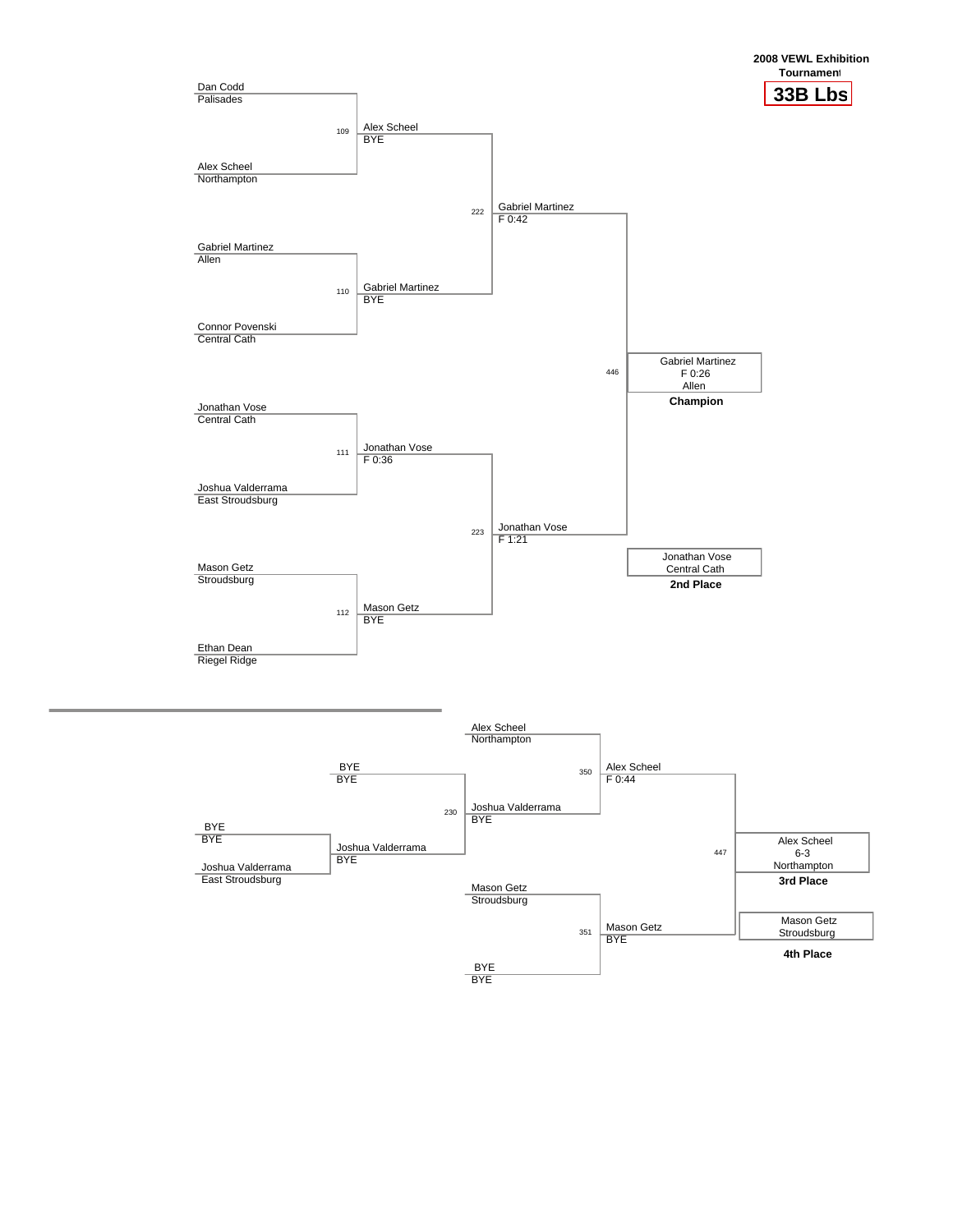**2008 VEWL Exhibition Tournament**

# 33B Lbs

## Championship Bracket

| Round 1 | Bout | Quarterfinal Result | Bout | Semifinal Result | Bout | Final |
|---|---|---|---|---|---|---|
| Dan Codd (Palisades) vs. Alex Scheel (Northampton) | 109 | Alex Scheel – BYE | 222 | Gabriel Martinez – F 0:42 | 446 | Gabriel Martinez – F 0:26 – Allen – **Champion** |
| Gabriel Martinez (Allen) vs. Connor Povenski (Central Cath) | 110 | Gabriel Martinez – BYE | | | | |
| Jonathan Vose (Central Cath) vs. Joshua Valderrama (East Stroudsburg) | 111 | Jonathan Vose – F 0:36 | 223 | Jonathan Vose – F 1:21 | | Jonathan Vose – Central Cath – **2nd Place** |
| Mason Getz (Stroudsburg) vs. Ethan Dean (Riegel Ridge) | 112 | Mason Getz – BYE | | | | |

## Consolation Bracket

| Matchup | Bout | Result |
|---|---|---|
| BYE (BYE) vs. Joshua Valderrama (East Stroudsburg) | | Joshua Valderrama – BYE |
| BYE (BYE) vs. Joshua Valderrama (BYE) | 230 | Joshua Valderrama – BYE |
| Alex Scheel (Northampton) vs. Joshua Valderrama (BYE) | 350 | Alex Scheel – F 0:44 |
| Mason Getz (Stroudsburg) vs. BYE (BYE) | 351 | Mason Getz – BYE |
| Alex Scheel vs. Mason Getz | 447 | Alex Scheel – 6-3 – Northampton – **3rd Place** |

Mason Getz – Stroudsburg – **4th Place**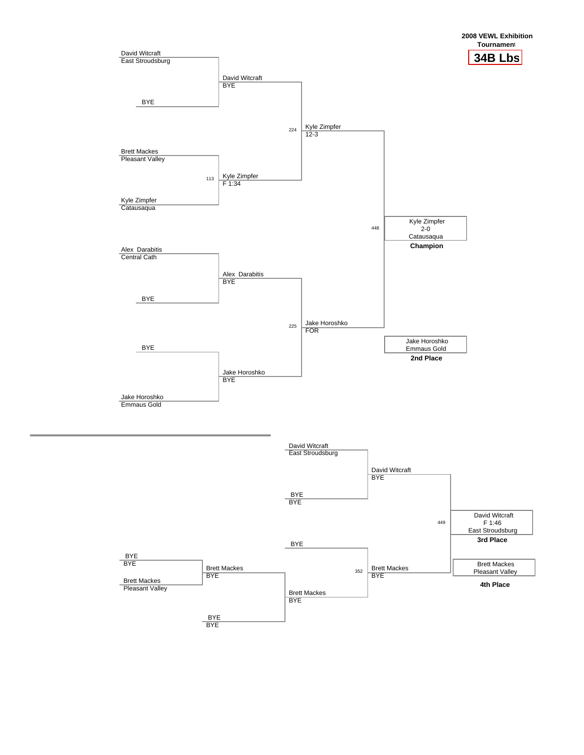**2008 VEWL Exhibition Tournament**

**34B Lbs**

David Witcraft
East Stroudsburg

BYE

David Witcraft
BYE

224

Kyle Zimpfer
12-3

Brett Mackes
Pleasant Valley

113

Kyle Zimpfer
F 1:34

Kyle Zimpfer
Catausaqua

448

Kyle Zimpfer
2-0
Catausaqua

**Champion**

Alex Darabitis
Central Cath

Alex Darabitis
BYE

BYE

225

Jake Horoshko
FOR

Jake Horoshko
Emmaus Gold

**2nd Place**

BYE

Jake Horoshko
BYE

Jake Horoshko
Emmaus Gold

David Witcraft
East Stroudsburg

David Witcraft
BYE

BYE
BYE

449

David Witcraft
F 1:46
East Stroudsburg

**3rd Place**

BYE

BYE
BYE

Brett Mackes
BYE

352

Brett Mackes
BYE

Brett Mackes
Pleasant Valley

**4th Place**

Brett Mackes
Pleasant Valley

Brett Mackes
BYE

BYE
BYE